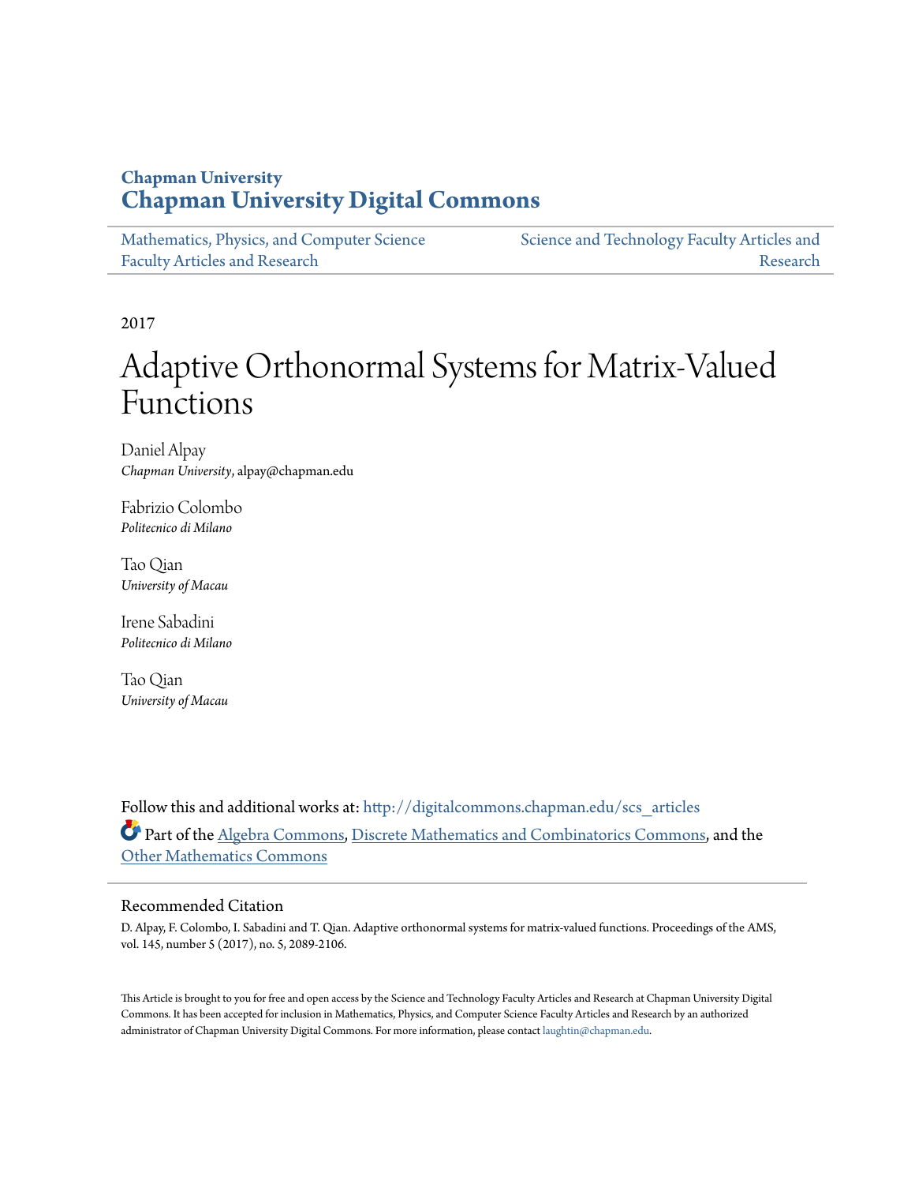Chapman University

# Chapman University Digital Commons

Mathematics, Physics, and Computer Science Faculty Articles and Research

Science and Technology Faculty Articles and Research

2017

# Adaptive Orthonormal Systems for Matrix-Valued Functions

Daniel Alpay
*Chapman University*, alpay@chapman.edu

Fabrizio Colombo
*Politecnico di Milano*

Tao Qian
*University of Macau*

Irene Sabadini
*Politecnico di Milano*

Tao Qian
*University of Macau*

Follow this and additional works at: http://digitalcommons.chapman.edu/scs_articles

Part of the Algebra Commons, Discrete Mathematics and Combinatorics Commons, and the Other Mathematics Commons

## Recommended Citation

D. Alpay, F. Colombo, I. Sabadini and T. Qian. Adaptive orthonormal systems for matrix-valued functions. Proceedings of the AMS, vol. 145, number 5 (2017), no. 5, 2089-2106.

This Article is brought to you for free and open access by the Science and Technology Faculty Articles and Research at Chapman University Digital Commons. It has been accepted for inclusion in Mathematics, Physics, and Computer Science Faculty Articles and Research by an authorized administrator of Chapman University Digital Commons. For more information, please contact laughtin@chapman.edu.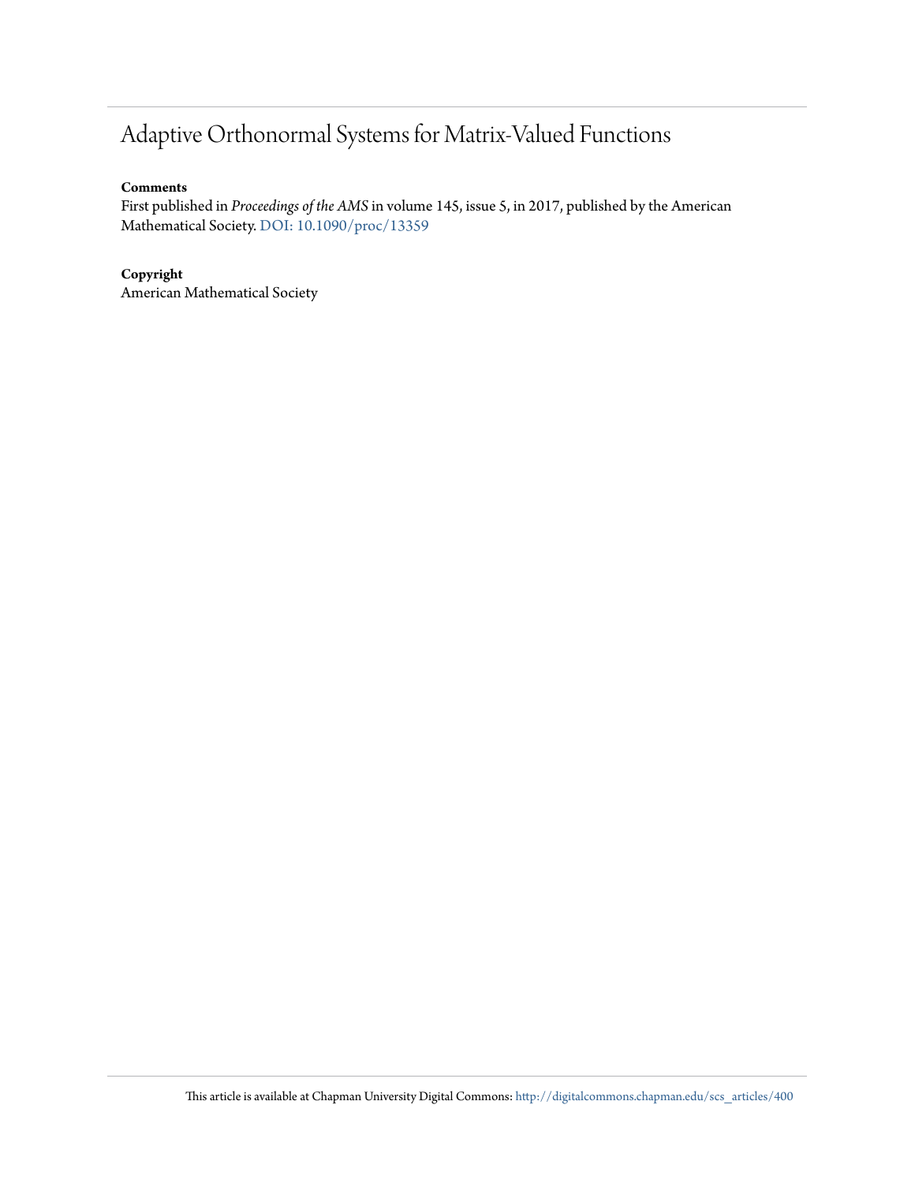# Adaptive Orthonormal Systems for Matrix-Valued Functions

**Comments**

First published in *Proceedings of the AMS* in volume 145, issue 5, in 2017, published by the American Mathematical Society. DOI: 10.1090/proc/13359

**Copyright**

American Mathematical Society

This article is available at Chapman University Digital Commons: http://digitalcommons.chapman.edu/scs_articles/400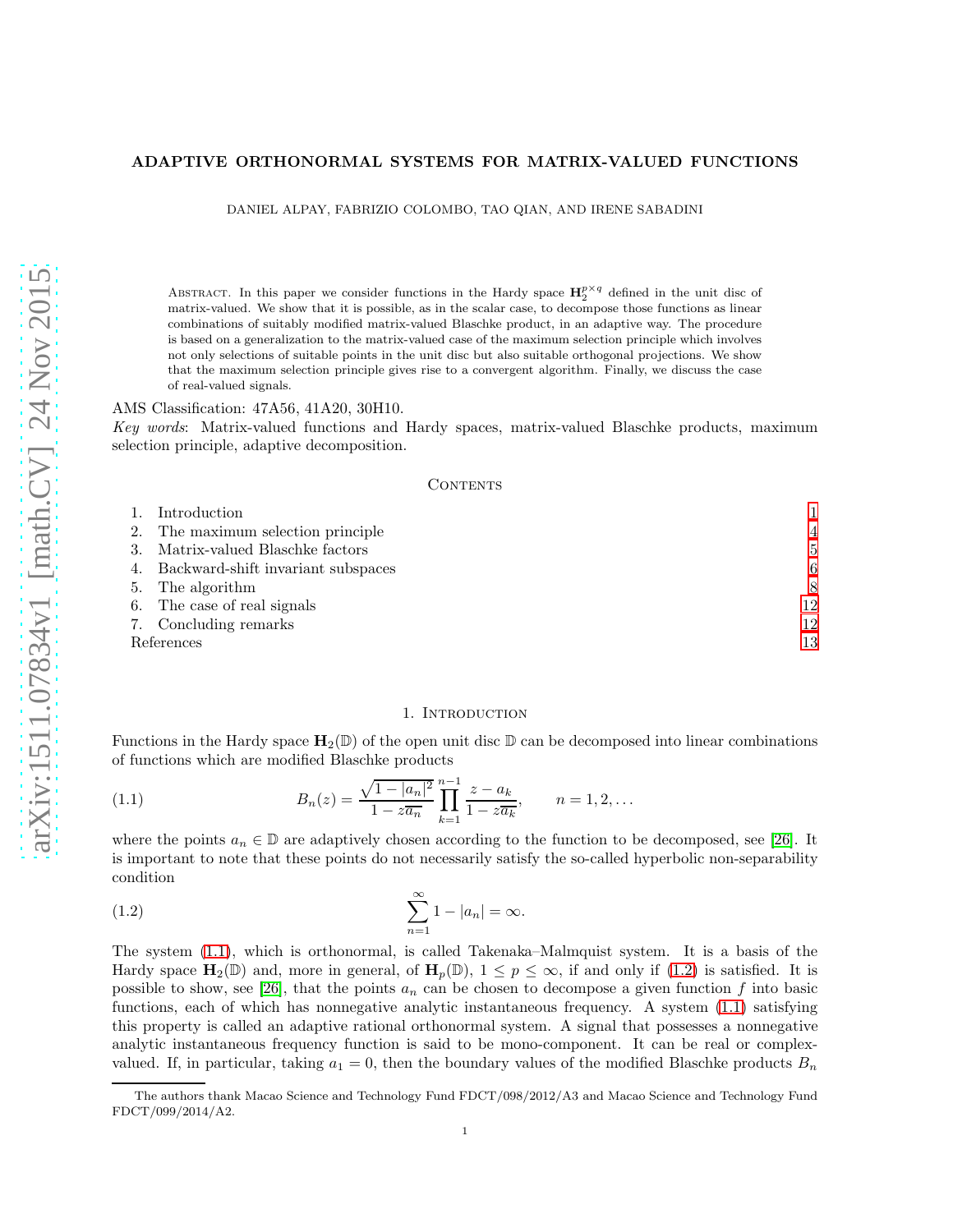# ADAPTIVE ORTHONORMAL SYSTEMS FOR MATRIX-VALUED FUNCTIONS

DANIEL ALPAY, FABRIZIO COLOMBO, TAO QIAN, AND IRENE SABADINI

Abstract. In this paper we consider functions in the Hardy space $\mathbf{H}_2^{p\times q}$ defined in the unit disc of matrix-valued. We show that it is possible, as in the scalar case, to decompose those functions as linear combinations of suitably modified matrix-valued Blaschke product, in an adaptive way. The procedure is based on a generalization to the matrix-valued case of the maximum selection principle which involves not only selections of suitable points in the unit disc but also suitable orthogonal projections. We show that the maximum selection principle gives rise to a convergent algorithm. Finally, we discuss the case of real-valued signals.

AMS Classification: 47A56, 41A20, 30H10.

*Key words*: Matrix-valued functions and Hardy spaces, matrix-valued Blaschke products, maximum selection principle, adaptive decomposition.

## Contents

| | |
|---|---|
| 1. Introduction | 1 |
| 2. The maximum selection principle | 4 |
| 3. Matrix-valued Blaschke factors | 5 |
| 4. Backward-shift invariant subspaces | 6 |
| 5. The algorithm | 8 |
| 6. The case of real signals | 12 |
| 7. Concluding remarks | 12 |
| References | 13 |

## 1. Introduction

Functions in the Hardy space $\mathbf{H}_2(\mathbb{D})$ of the open unit disc $\mathbb{D}$ can be decomposed into linear combinations of functions which are modified Blaschke products

$$B_n(z) = \frac{\sqrt{1-|a_n|^2}}{1-z\overline{a_n}} \prod_{k=1}^{n-1} \frac{z-a_k}{1-z\overline{a_k}}, \qquad n = 1, 2, \dots \tag{1.1}$$

where the points $a_n \in \mathbb{D}$ are adaptively chosen according to the function to be decomposed, see [26]. It is important to note that these points do not necessarily satisfy the so-called hyperbolic non-separability condition

$$\sum_{n=1}^{\infty} 1 - |a_n| = \infty. \tag{1.2}$$

The system (1.1), which is orthonormal, is called Takenaka–Malmquist system. It is a basis of the Hardy space $\mathbf{H}_2(\mathbb{D})$ and, more in general, of $\mathbf{H}_p(\mathbb{D})$, $1 \le p \le \infty$, if and only if (1.2) is satisfied. It is possible to show, see [26], that the points $a_n$ can be chosen to decompose a given function $f$ into basic functions, each of which has nonnegative analytic instantaneous frequency. A system (1.1) satisfying this property is called an adaptive rational orthonormal system. A signal that possesses a nonnegative analytic instantaneous frequency function is said to be mono-component. It can be real or complex-valued. If, in particular, taking $a_1 = 0$, then the boundary values of the modified Blaschke products $B_n$

The authors thank Macao Science and Technology Fund FDCT/098/2012/A3 and Macao Science and Technology Fund FDCT/099/2014/A2.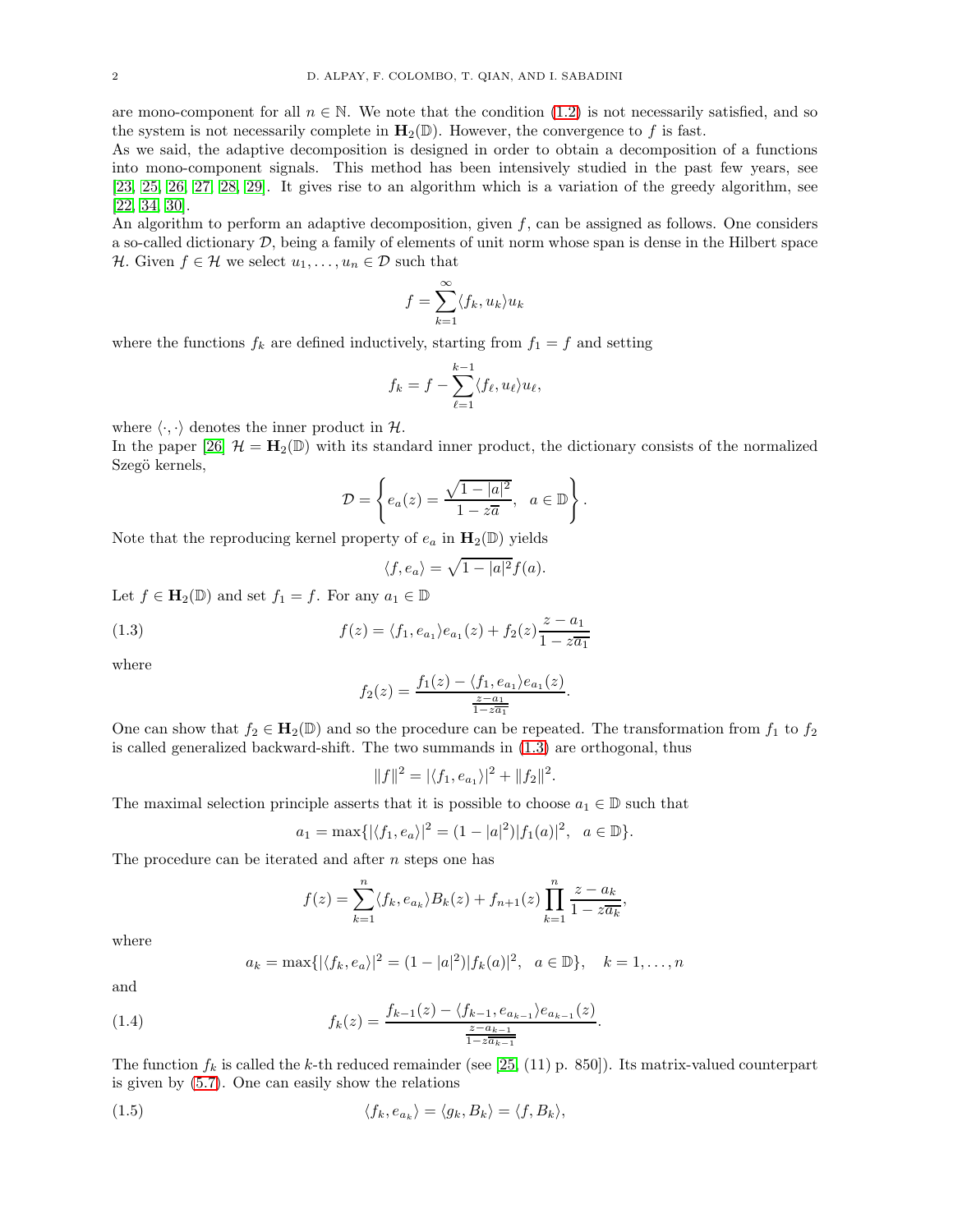are mono-component for all $n \in \mathbb{N}$. We note that the condition (1.2) is not necessarily satisfied, and so the system is not necessarily complete in $\mathbf{H}_2(\mathbb{D})$. However, the convergence to $f$ is fast.

As we said, the adaptive decomposition is designed in order to obtain a decomposition of a functions into mono-component signals. This method has been intensively studied in the past few years, see [23, 25, 26, 27, 28, 29]. It gives rise to an algorithm which is a variation of the greedy algorithm, see [22, 34, 30].

An algorithm to perform an adaptive decomposition, given $f$, can be assigned as follows. One considers a so-called dictionary $\mathcal{D}$, being a family of elements of unit norm whose span is dense in the Hilbert space $\mathcal{H}$. Given $f \in \mathcal{H}$ we select $u_1, \ldots, u_n \in \mathcal{D}$ such that

$$f = \sum_{k=1}^{\infty} \langle f_k, u_k \rangle u_k$$

where the functions $f_k$ are defined inductively, starting from $f_1 = f$ and setting

$$f_k = f - \sum_{\ell=1}^{k-1} \langle f_\ell, u_\ell \rangle u_\ell,$$

where $\langle \cdot, \cdot \rangle$ denotes the inner product in $\mathcal{H}$.

In the paper [26] $\mathcal{H} = \mathbf{H}_2(\mathbb{D})$ with its standard inner product, the dictionary consists of the normalized Szegö kernels,

$$\mathcal{D} = \left\{ e_a(z) = \frac{\sqrt{1-|a|^2}}{1 - z\overline{a}}, \quad a \in \mathbb{D} \right\}.$$

Note that the reproducing kernel property of $e_a$ in $\mathbf{H}_2(\mathbb{D})$ yields

$$\langle f, e_a \rangle = \sqrt{1-|a|^2} f(a).$$

Let $f \in \mathbf{H}_2(\mathbb{D})$ and set $f_1 = f$. For any $a_1 \in \mathbb{D}$

$$f(z) = \langle f_1, e_{a_1} \rangle e_{a_1}(z) + f_2(z) \frac{z - a_1}{1 - z\overline{a_1}} \tag{1.3}$$

where

$$f_2(z) = \frac{f_1(z) - \langle f_1, e_{a_1} \rangle e_{a_1}(z)}{\frac{z-a_1}{1-z\overline{a_1}}}.$$

One can show that $f_2 \in \mathbf{H}_2(\mathbb{D})$ and so the procedure can be repeated. The transformation from $f_1$ to $f_2$ is called generalized backward-shift. The two summands in (1.3) are orthogonal, thus

$$\|f\|^2 = |\langle f_1, e_{a_1} \rangle|^2 + \|f_2\|^2.$$

The maximal selection principle asserts that it is possible to choose $a_1 \in \mathbb{D}$ such that

$$a_1 = \max\{ |\langle f_1, e_a \rangle|^2 = (1 - |a|^2)|f_1(a)|^2, \quad a \in \mathbb{D} \}.$$

The procedure can be iterated and after $n$ steps one has

$$f(z) = \sum_{k=1}^{n} \langle f_k, e_{a_k} \rangle B_k(z) + f_{n+1}(z) \prod_{k=1}^{n} \frac{z - a_k}{1 - z\overline{a_k}},$$

where

$$a_k = \max\{ |\langle f_k, e_a \rangle|^2 = (1 - |a|^2)|f_k(a)|^2, \quad a \in \mathbb{D} \}, \quad k = 1, \ldots, n$$

and

$$f_k(z) = \frac{f_{k-1}(z) - \langle f_{k-1}, e_{a_{k-1}} \rangle e_{a_{k-1}}(z)}{\frac{z-a_{k-1}}{1-z\overline{a}_{k-1}}}. \tag{1.4}$$

The function $f_k$ is called the $k$-th reduced remainder (see [25, (11) p. 850]). Its matrix-valued counterpart is given by (5.7). One can easily show the relations

$$\langle f_k, e_{a_k} \rangle = \langle g_k, B_k \rangle = \langle f, B_k \rangle, \tag{1.5}$$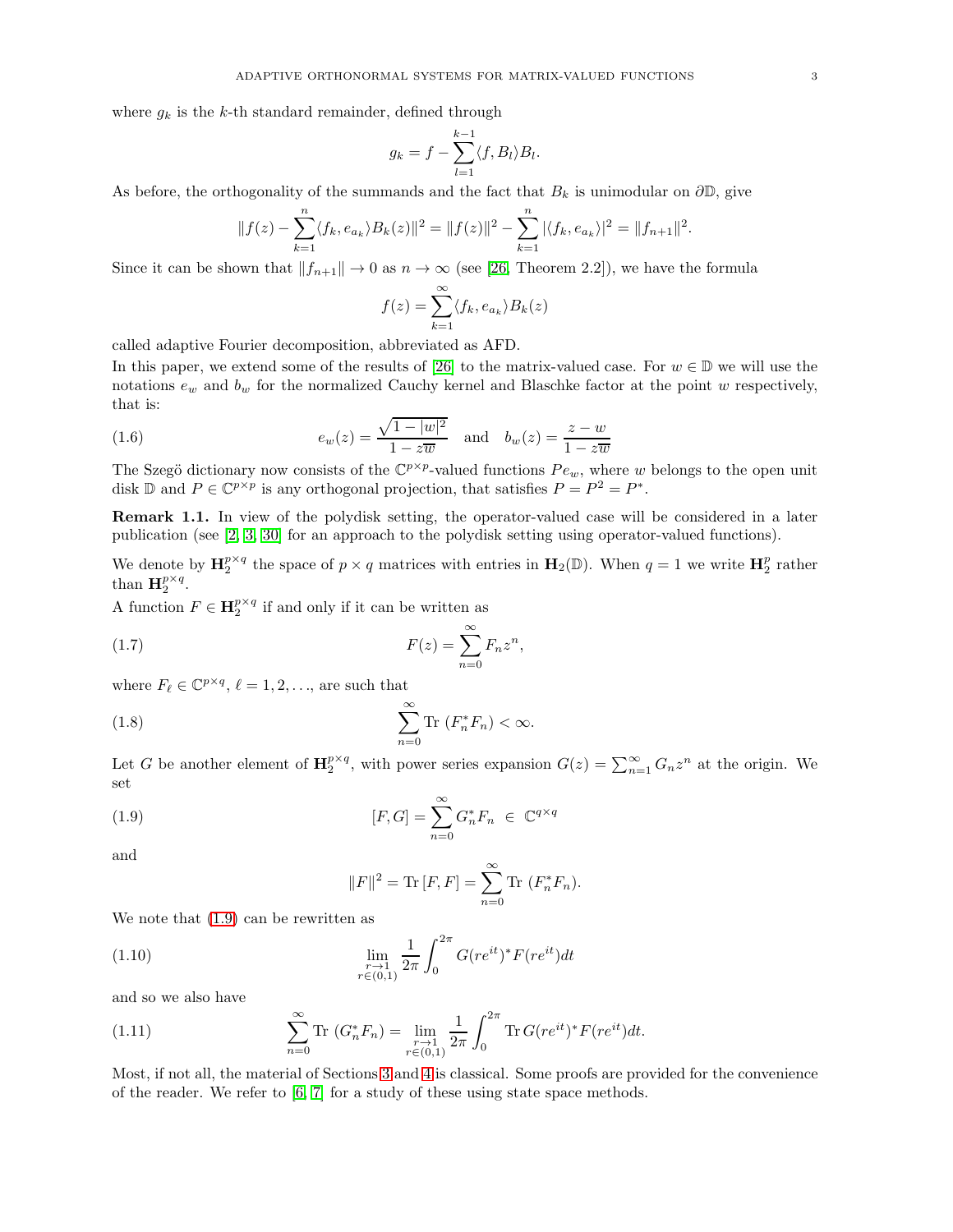where $g_k$ is the $k$-th standard remainder, defined through

$$g_k = f - \sum_{l=1}^{k-1} \langle f, B_l \rangle B_l.$$

As before, the orthogonality of the summands and the fact that $B_k$ is unimodular on $\partial\mathbb{D}$, give

$$\|f(z) - \sum_{k=1}^{n} \langle f_k, e_{a_k} \rangle B_k(z)\|^2 = \|f(z)\|^2 - \sum_{k=1}^{n} |\langle f_k, e_{a_k} \rangle|^2 = \|f_{n+1}\|^2.$$

Since it can be shown that $\|f_{n+1}\| \to 0$ as $n \to \infty$ (see [26, Theorem 2.2]), we have the formula

$$f(z) = \sum_{k=1}^{\infty} \langle f_k, e_{a_k} \rangle B_k(z)$$

called adaptive Fourier decomposition, abbreviated as AFD.

In this paper, we extend some of the results of [26] to the matrix-valued case. For $w \in \mathbb{D}$ we will use the notations $e_w$ and $b_w$ for the normalized Cauchy kernel and Blaschke factor at the point $w$ respectively, that is:

$$e_w(z) = \frac{\sqrt{1-|w|^2}}{1 - z\overline{w}} \quad \text{and} \quad b_w(z) = \frac{z-w}{1-z\overline{w}} \tag{1.6}$$

The Szegö dictionary now consists of the $\mathbb{C}^{p\times p}$-valued functions $Pe_w$, where $w$ belongs to the open unit disk $\mathbb{D}$ and $P \in \mathbb{C}^{p\times p}$ is any orthogonal projection, that satisfies $P = P^2 = P^*$.

**Remark 1.1.** In view of the polydisk setting, the operator-valued case will be considered in a later publication (see [2, 3, 30] for an approach to the polydisk setting using operator-valued functions).

We denote by $\mathbf{H}_2^{p\times q}$ the space of $p \times q$ matrices with entries in $\mathbf{H}_2(\mathbb{D})$. When $q = 1$ we write $\mathbf{H}_2^p$ rather than $\mathbf{H}_2^{p\times q}$.

A function $F \in \mathbf{H}_2^{p\times q}$ if and only if it can be written as

$$F(z) = \sum_{n=0}^{\infty} F_n z^n, \tag{1.7}$$

where $F_\ell \in \mathbb{C}^{p\times q}$, $\ell = 1, 2, \ldots$, are such that

$$\sum_{n=0}^{\infty} \text{Tr } (F_n^* F_n) < \infty. \tag{1.8}$$

Let $G$ be another element of $\mathbf{H}_2^{p\times q}$, with power series expansion $G(z) = \sum_{n=1}^{\infty} G_n z^n$ at the origin. We set

$$[F, G] = \sum_{n=0}^{\infty} G_n^* F_n \ \in \ \mathbb{C}^{q\times q} \tag{1.9}$$

and

$$\|F\|^2 = \text{Tr}\,[F, F] = \sum_{n=0}^{\infty} \text{Tr } (F_n^* F_n).$$

We note that (1.9) can be rewritten as

$$\lim_{\substack{r\to 1 \\ r\in(0,1)}} \frac{1}{2\pi} \int_0^{2\pi} G(re^{it})^* F(re^{it}) dt \tag{1.10}$$

and so we also have

$$\sum_{n=0}^{\infty} \text{Tr } (G_n^* F_n) = \lim_{\substack{r\to 1 \\ r\in(0,1)}} \frac{1}{2\pi} \int_0^{2\pi} \text{Tr}\, G(re^{it})^* F(re^{it}) dt. \tag{1.11}$$

Most, if not all, the material of Sections 3 and 4 is classical. Some proofs are provided for the convenience of the reader. We refer to [6, 7] for a study of these using state space methods.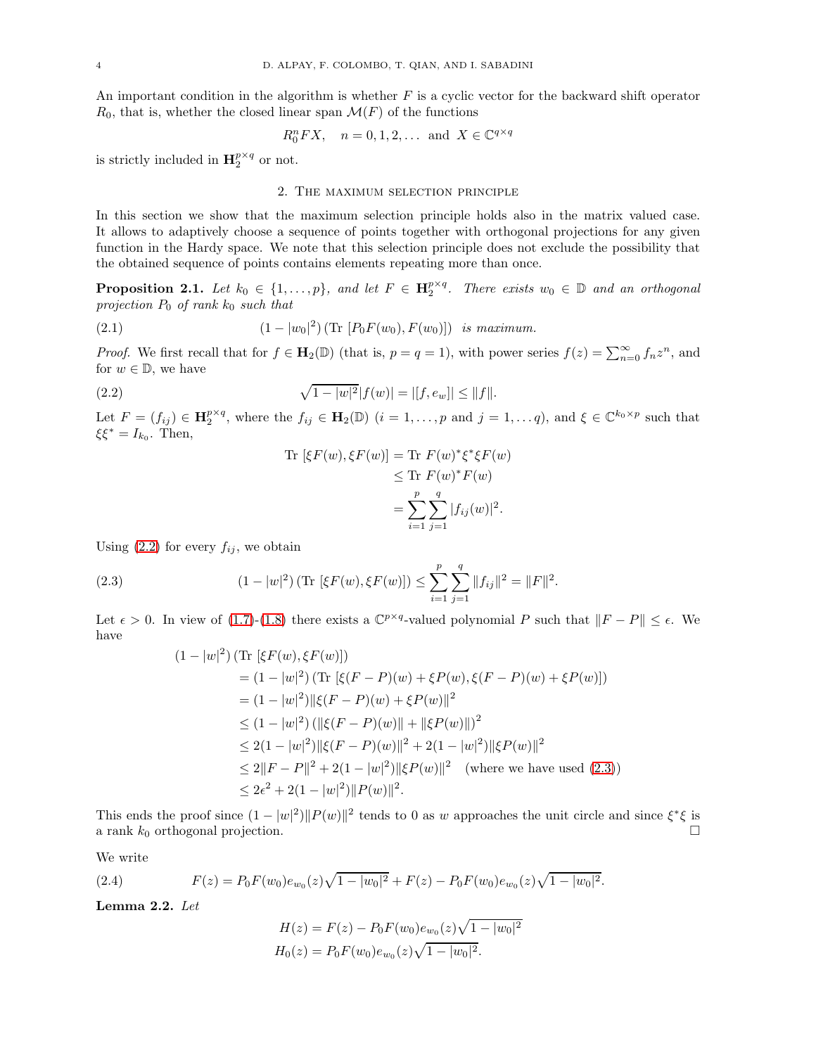An important condition in the algorithm is whether $F$ is a cyclic vector for the backward shift operator $R_0$, that is, whether the closed linear span $\mathcal{M}(F)$ of the functions

$$R_0^n F X, \quad n = 0, 1, 2, \ldots \text{ and } X \in \mathbb{C}^{q \times q}$$

is strictly included in $\mathbf{H}_2^{p\times q}$ or not.

## 2. The maximum selection principle

In this section we show that the maximum selection principle holds also in the matrix valued case. It allows to adaptively choose a sequence of points together with orthogonal projections for any given function in the Hardy space. We note that this selection principle does not exclude the possibility that the obtained sequence of points contains elements repeating more than once.

**Proposition 2.1.** *Let $k_0 \in \{1, \ldots, p\}$, and let $F \in \mathbf{H}_2^{p\times q}$. There exists $w_0 \in \mathbb{D}$ and an orthogonal projection $P_0$ of rank $k_0$ such that*

$$(1 - |w_0|^2) \left(\text{Tr } [P_0 F(w_0), F(w_0)]\right) \text{ is maximum.} \tag{2.1}$$

*Proof.* We first recall that for $f \in \mathbf{H}_2(\mathbb{D})$ (that is, $p = q = 1$), with power series $f(z) = \sum_{n=0}^{\infty} f_n z^n$, and for $w \in \mathbb{D}$, we have

$$\sqrt{1 - |w|^2}|f(w)| = |[f, e_w]| \leq \|f\|. \tag{2.2}$$

Let $F = (f_{ij}) \in \mathbf{H}_2^{p\times q}$, where the $f_{ij} \in \mathbf{H}_2(\mathbb{D})$ ($i = 1, \ldots, p$ and $j = 1, \ldots q$), and $\xi \in \mathbb{C}^{k_0 \times p}$ such that $\xi\xi^* = I_{k_0}$. Then,

$$\begin{aligned}
\text{Tr } [\xi F(w), \xi F(w)] &= \text{Tr } F(w)^* \xi^* \xi F(w) \\
&\leq \text{Tr } F(w)^* F(w) \\
&= \sum_{i=1}^{p} \sum_{j=1}^{q} |f_{ij}(w)|^2.
\end{aligned}$$

Using (2.2) for every $f_{ij}$, we obtain

$$(1 - |w|^2) \left(\text{Tr } [\xi F(w), \xi F(w)]\right) \leq \sum_{i=1}^{p} \sum_{j=1}^{q} \|f_{ij}\|^2 = \|F\|^2. \tag{2.3}$$

Let $\epsilon > 0$. In view of (1.7)-(1.8) there exists a $\mathbb{C}^{p\times q}$-valued polynomial $P$ such that $\|F - P\| \leq \epsilon$. We have

$$\begin{aligned}
&(1 - |w|^2) \left(\text{Tr } [\xi F(w), \xi F(w)]\right) \\
&\quad = (1 - |w|^2) \left(\text{Tr } [\xi(F - P)(w) + \xi P(w), \xi(F - P)(w) + \xi P(w)]\right) \\
&\quad = (1 - |w|^2)\|\xi(F - P)(w) + \xi P(w)\|^2 \\
&\quad \leq (1 - |w|^2) \left(\|\xi(F - P)(w)\| + \|\xi P(w)\|\right)^2 \\
&\quad \leq 2(1 - |w|^2)\|\xi(F - P)(w)\|^2 + 2(1 - |w|^2)\|\xi P(w)\|^2 \\
&\quad \leq 2\|F - P\|^2 + 2(1 - |w|^2)\|\xi P(w)\|^2 \quad \text{(where we have used (2.3))} \\
&\quad \leq 2\epsilon^2 + 2(1 - |w|^2)\|P(w)\|^2.
\end{aligned}$$

This ends the proof since $(1 - |w|^2)\|P(w)\|^2$ tends to 0 as $w$ approaches the unit circle and since $\xi^*\xi$ is a rank $k_0$ orthogonal projection. $\square$

We write

$$F(z) = P_0 F(w_0) e_{w_0}(z)\sqrt{1 - |w_0|^2} + F(z) - P_0 F(w_0) e_{w_0}(z)\sqrt{1 - |w_0|^2}. \tag{2.4}$$

**Lemma 2.2.** *Let*

$$\begin{aligned}
H(z) &= F(z) - P_0 F(w_0) e_{w_0}(z)\sqrt{1 - |w_0|^2} \\
H_0(z) &= P_0 F(w_0) e_{w_0}(z)\sqrt{1 - |w_0|^2}.
\end{aligned}$$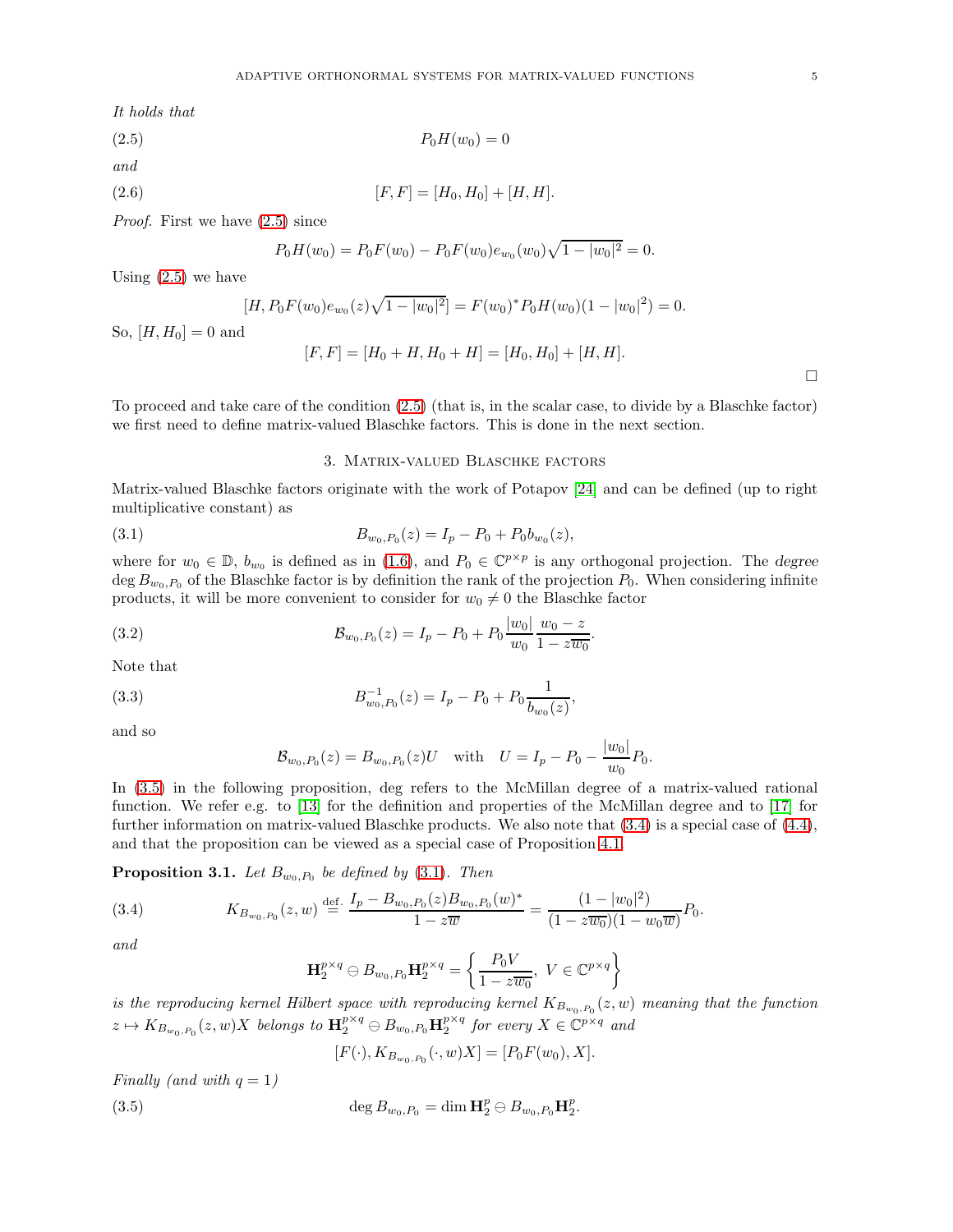*It holds that*

$$P_0 H(w_0) = 0 \tag{2.5}$$

*and*

$$[F, F] = [H_0, H_0] + [H, H]. \tag{2.6}$$

*Proof.* First we have (2.5) since

$$P_0 H(w_0) = P_0 F(w_0) - P_0 F(w_0) e_{w_0}(w_0)\sqrt{1 - |w_0|^2} = 0.$$

Using (2.5) we have

$$[H, P_0 F(w_0) e_{w_0}(z)\sqrt{1 - |w_0|^2}] = F(w_0)^* P_0 H(w_0)(1 - |w_0|^2) = 0.$$

So, $[H, H_0] = 0$ and

$$[F, F] = [H_0 + H, H_0 + H] = [H_0, H_0] + [H, H].$$

$\square$

To proceed and take care of the condition (2.5) (that is, in the scalar case, to divide by a Blaschke factor) we first need to define matrix-valued Blaschke factors. This is done in the next section.

## 3. Matrix-valued Blaschke factors

Matrix-valued Blaschke factors originate with the work of Potapov [24] and can be defined (up to right multiplicative constant) as

$$B_{w_0, P_0}(z) = I_p - P_0 + P_0 b_{w_0}(z), \tag{3.1}$$

where for $w_0 \in \mathbb{D}$, $b_{w_0}$ is defined as in (1.6), and $P_0 \in \mathbb{C}^{p \times p}$ is any orthogonal projection. The *degree* $\deg B_{w_0, P_0}$ of the Blaschke factor is by definition the rank of the projection $P_0$. When considering infinite products, it will be more convenient to consider for $w_0 \neq 0$ the Blaschke factor

$$\mathcal{B}_{w_0, P_0}(z) = I_p - P_0 + P_0 \frac{|w_0|}{w_0} \frac{w_0 - z}{1 - z\overline{w_0}}. \tag{3.2}$$

Note that

$$B^{-1}_{w_0, P_0}(z) = I_p - P_0 + P_0 \frac{1}{b_{w_0}(z)}, \tag{3.3}$$

and so

$$\mathcal{B}_{w_0, P_0}(z) = B_{w_0, P_0}(z) U \quad \text{with} \quad U = I_p - P_0 - \frac{|w_0|}{w_0} P_0.$$

In (3.5) in the following proposition, deg refers to the McMillan degree of a matrix-valued rational function. We refer e.g. to [13] for the definition and properties of the McMillan degree and to [17] for further information on matrix-valued Blaschke products. We also note that (3.4) is a special case of (4.4), and that the proposition can be viewed as a special case of Proposition 4.1.

**Proposition 3.1.** *Let $B_{w_0, P_0}$ be defined by (3.1). Then*

$$K_{B_{w_0, P_0}}(z, w) \overset{\text{def.}}{=} \frac{I_p - B_{w_0, P_0}(z) B_{w_0, P_0}(w)^*}{1 - z\overline{w}} = \frac{(1 - |w_0|^2)}{(1 - z\overline{w_0})(1 - w_0\overline{w})} P_0. \tag{3.4}$$

*and*

$$\mathbf{H}_2^{p \times q} \ominus B_{w_0, P_0} \mathbf{H}_2^{p \times q} = \left\{ \frac{P_0 V}{1 - z\overline{w_0}},\ V \in \mathbb{C}^{p \times q} \right\}$$

*is the reproducing kernel Hilbert space with reproducing kernel $K_{B_{w_0, P_0}}(z, w)$ meaning that the function $z \mapsto K_{B_{w_0, P_0}}(z, w)X$ belongs to $\mathbf{H}_2^{p \times q} \ominus B_{w_0, P_0} \mathbf{H}_2^{p \times q}$ for every $X \in \mathbb{C}^{p \times q}$ and*

$$[F(\cdot), K_{B_{w_0, P_0}}(\cdot, w)X] = [P_0 F(w_0), X].$$

*Finally (and with $q = 1$)*

$$\deg B_{w_0, P_0} = \dim \mathbf{H}_2^p \ominus B_{w_0, P_0} \mathbf{H}_2^p. \tag{3.5}$$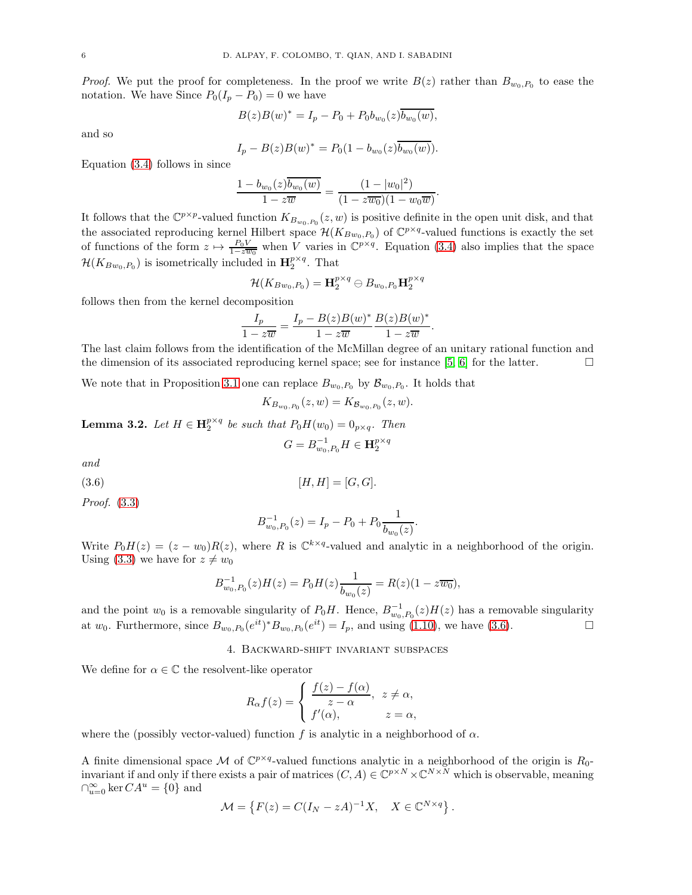*Proof.* We put the proof for completeness. In the proof we write $B(z)$ rather than $B_{w_0,P_0}$ to ease the notation. We have Since $P_0(I_p - P_0) = 0$ we have

$$B(z)B(w)^* = I_p - P_0 + P_0 b_{w_0}(z)\overline{b_{w_0}(w)},$$

and so

$$I_p - B(z)B(w)^* = P_0(1 - b_{w_0}(z)\overline{b_{w_0}(w)}).$$

Equation (3.4) follows in since

$$\frac{1 - b_{w_0}(z)\overline{b_{w_0}(w)}}{1 - z\overline{w}} = \frac{(1 - |w_0|^2)}{(1 - z\overline{w_0})(1 - w_0\overline{w})}.$$

It follows that the $\mathbb{C}^{p\times p}$-valued function $K_{B_{w_0,P_0}}(z,w)$ is positive definite in the open unit disk, and that the associated reproducing kernel Hilbert space $\mathcal{H}(K_{Bw_0,P_0})$ of $\mathbb{C}^{p\times q}$-valued functions is exactly the set of functions of the form $z \mapsto \frac{P_0 V}{1 - z\overline{w_0}}$ when $V$ varies in $\mathbb{C}^{p\times q}$. Equation (3.4) also implies that the space $\mathcal{H}(K_{Bw_0,P_0})$ is isometrically included in $\mathbf{H}_2^{p\times q}$. That

$$\mathcal{H}(K_{Bw_0,P_0}) = \mathbf{H}_2^{p\times q} \ominus B_{w_0,P_0}\mathbf{H}_2^{p\times q}$$

follows then from the kernel decomposition

$$\frac{I_p}{1 - z\overline{w}} = \frac{I_p - B(z)B(w)^*}{1 - z\overline{w}}\frac{B(z)B(w)^*}{1 - z\overline{w}}.$$

The last claim follows from the identification of the McMillan degree of an unitary rational function and the dimension of its associated reproducing kernel space; see for instance [5, 6] for the latter. $\square$

We note that in Proposition 3.1 one can replace $B_{w_0,P_0}$ by $\mathcal{B}_{w_0,P_0}$. It holds that

$$K_{B_{w_0,P_0}}(z,w) = K_{\mathcal{B}_{w_0,P_0}}(z,w).$$

**Lemma 3.2.** *Let $H \in \mathbf{H}_2^{p\times q}$ be such that $P_0 H(w_0) = 0_{p\times q}$. Then*

$$G = B_{w_0,P_0}^{-1} H \in \mathbf{H}_2^{p\times q}$$

*and*

$$[H,H] = [G,G]. \tag{3.6}$$

*Proof.* (3.3)

$$B_{w_0,P_0}^{-1}(z) = I_p - P_0 + P_0\frac{1}{b_{w_0}(z)}.$$

Write $P_0 H(z) = (z - w_0)R(z)$, where $R$ is $\mathbb{C}^{k\times q}$-valued and analytic in a neighborhood of the origin. Using (3.3) we have for $z \neq w_0$

$$B_{w_0,P_0}^{-1}(z)H(z) = P_0 H(z)\frac{1}{b_{w_0}(z)} = R(z)(1 - z\overline{w_0}),$$

and the point $w_0$ is a removable singularity of $P_0 H$. Hence, $B_{w_0,P_0}^{-1}(z)H(z)$ has a removable singularity at $w_0$. Furthermore, since $B_{w_0,P_0}(e^{it})^* B_{w_0,P_0}(e^{it}) = I_p$, and using (1.10), we have (3.6). $\square$

## 4. Backward-shift invariant subspaces

We define for $\alpha \in \mathbb{C}$ the resolvent-like operator

$$R_\alpha f(z) = \begin{cases} \dfrac{f(z) - f(\alpha)}{z - \alpha}, & z \neq \alpha, \\ f'(\alpha), & z = \alpha, \end{cases}$$

where the (possibly vector-valued) function $f$ is analytic in a neighborhood of $\alpha$.

A finite dimensional space $\mathcal{M}$ of $\mathbb{C}^{p\times q}$-valued functions analytic in a neighborhood of the origin is $R_0$-invariant if and only if there exists a pair of matrices $(C,A) \in \mathbb{C}^{p\times N} \times \mathbb{C}^{N\times N}$ which is observable, meaning $\cap_{u=0}^{\infty} \ker CA^u = \{0\}$ and

$$\mathcal{M} = \left\{F(z) = C(I_N - zA)^{-1}X, \quad X \in \mathbb{C}^{N\times q}\right\}.$$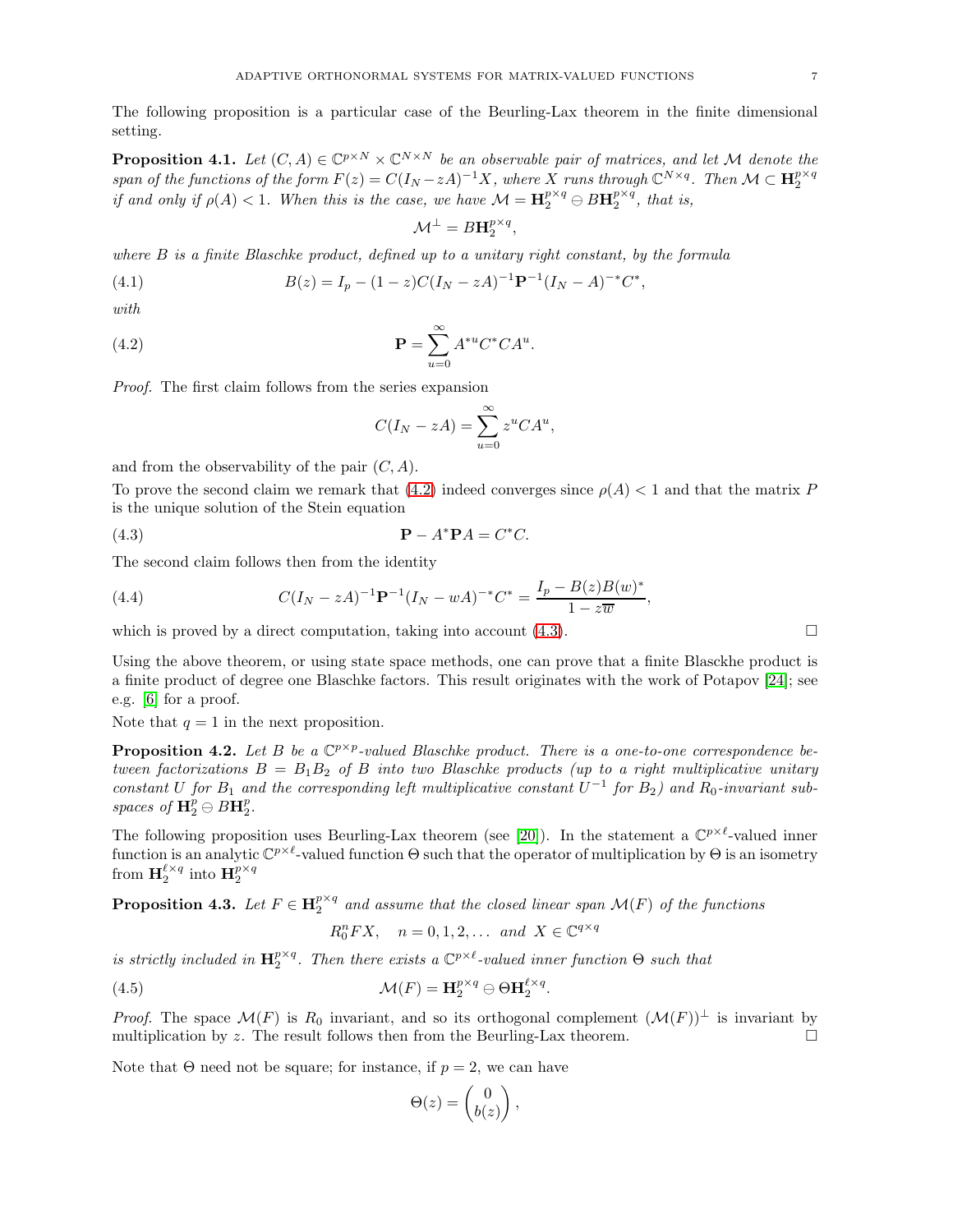The following proposition is a particular case of the Beurling-Lax theorem in the finite dimensional setting.

**Proposition 4.1.** *Let $(C, A) \in \mathbb{C}^{p\times N} \times \mathbb{C}^{N\times N}$ be an observable pair of matrices, and let $\mathcal{M}$ denote the span of the functions of the form $F(z) = C(I_N - zA)^{-1}X$, where $X$ runs through $\mathbb{C}^{N\times q}$. Then $\mathcal{M} \subset \mathbf{H}_2^{p\times q}$ if and only if $\rho(A) < 1$. When this is the case, we have $\mathcal{M} = \mathbf{H}_2^{p\times q} \ominus B\mathbf{H}_2^{p\times q}$, that is,*

$$\mathcal{M}^{\perp} = B\mathbf{H}_2^{p\times q},$$

*where $B$ is a finite Blaschke product, defined up to a unitary right constant, by the formula*

$$B(z) = I_p - (1-z)C(I_N - zA)^{-1}\mathbf{P}^{-1}(I_N - A)^{-*}C^*, \tag{4.1}$$

*with*

$$\mathbf{P} = \sum_{u=0}^{\infty} A^{*u}C^*CA^u. \tag{4.2}$$

*Proof.* The first claim follows from the series expansion

$$C(I_N - zA) = \sum_{u=0}^{\infty} z^u CA^u,$$

and from the observability of the pair $(C, A)$.

To prove the second claim we remark that (4.2) indeed converges since $\rho(A) < 1$ and that the matrix $P$ is the unique solution of the Stein equation

$$\mathbf{P} - A^*\mathbf{P}A = C^*C. \tag{4.3}$$

The second claim follows then from the identity

$$C(I_N - zA)^{-1}\mathbf{P}^{-1}(I_N - wA)^{-*}C^* = \frac{I_p - B(z)B(w)^*}{1 - z\overline{w}}, \tag{4.4}$$

which is proved by a direct computation, taking into account (4.3). □

Using the above theorem, or using state space methods, one can prove that a finite Blasckhe product is a finite product of degree one Blaschke factors. This result originates with the work of Potapov [24]; see e.g. [6] for a proof.

Note that $q = 1$ in the next proposition.

**Proposition 4.2.** *Let $B$ be a $\mathbb{C}^{p\times p}$-valued Blaschke product. There is a one-to-one correspondence between factorizations $B = B_1B_2$ of $B$ into two Blaschke products (up to a right multiplicative unitary constant $U$ for $B_1$ and the corresponding left multiplicative constant $U^{-1}$ for $B_2$) and $R_0$-invariant subspaces of $\mathbf{H}_2^p \ominus B\mathbf{H}_2^p$.*

The following proposition uses Beurling-Lax theorem (see [20]). In the statement a $\mathbb{C}^{p\times\ell}$-valued inner function is an analytic $\mathbb{C}^{p\times\ell}$-valued function $\Theta$ such that the operator of multiplication by $\Theta$ is an isometry from $\mathbf{H}_2^{\ell\times q}$ into $\mathbf{H}_2^{p\times q}$

**Proposition 4.3.** *Let $F \in \mathbf{H}_2^{p\times q}$ and assume that the closed linear span $\mathcal{M}(F)$ of the functions*

$$R_0^n FX, \quad n = 0, 1, 2, \ldots \text{ and } X \in \mathbb{C}^{q\times q}$$

*is strictly included in $\mathbf{H}_2^{p\times q}$. Then there exists a $\mathbb{C}^{p\times\ell}$-valued inner function $\Theta$ such that*

$$\mathcal{M}(F) = \mathbf{H}_2^{p\times q} \ominus \Theta\mathbf{H}_2^{\ell\times q}. \tag{4.5}$$

*Proof.* The space $\mathcal{M}(F)$ is $R_0$ invariant, and so its orthogonal complement $(\mathcal{M}(F))^{\perp}$ is invariant by multiplication by $z$. The result follows then from the Beurling-Lax theorem. □

Note that $\Theta$ need not be square; for instance, if $p = 2$, we can have

$$\Theta(z) = \begin{pmatrix} 0 \\ b(z) \end{pmatrix},$$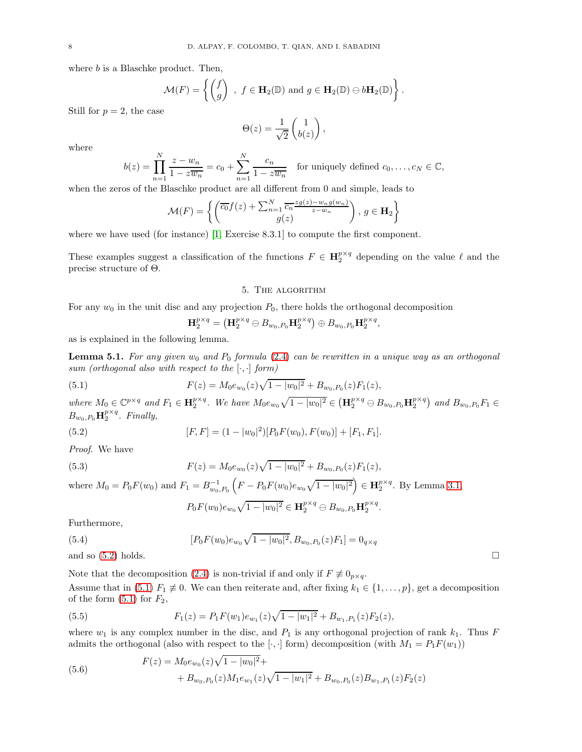where $b$ is a Blaschke product. Then,

$$\mathcal{M}(F) = \left\{ \begin{pmatrix} f \\ g \end{pmatrix} \ , \ f \in \mathbf{H}_2(\mathbb{D}) \text{ and } g \in \mathbf{H}_2(\mathbb{D}) \ominus b\mathbf{H}_2(\mathbb{D}) \right\}.$$

Still for $p = 2$, the case

$$\Theta(z) = \frac{1}{\sqrt{2}} \begin{pmatrix} 1 \\ b(z) \end{pmatrix},$$

where

$$b(z) = \prod_{n=1}^{N} \frac{z - w_n}{1 - z\overline{w_n}} = c_0 + \sum_{n=1}^{N} \frac{c_n}{1 - z\overline{w_n}} \quad \text{for uniquely defined } c_0, \ldots, c_N \in \mathbb{C},$$

when the zeros of the Blaschke product are all different from 0 and simple, leads to

$$\mathcal{M}(F) = \left\{ \begin{pmatrix} \overline{c_0} f(z) + \sum_{n=1}^{N} \overline{c_n} \frac{zg(z) - w_n g(w_n)}{z - w_n} \\ g(z) \end{pmatrix}, \, g \in \mathbf{H}_2 \right\}$$

where we have used (for instance) [1, Exercise 8.3.1] to compute the first component.

These examples suggest a classification of the functions $F \in \mathbf{H}_2^{p\times q}$ depending on the value $\ell$ and the precise structure of $\Theta$.

## 5. The algorithm

For any $w_0$ in the unit disc and any projection $P_0$, there holds the orthogonal decomposition

$$\mathbf{H}_2^{p\times q} = \left(\mathbf{H}_2^{p\times q} \ominus B_{w_0,P_0}\mathbf{H}_2^{p\times q}\right) \oplus B_{w_0,P_0}\mathbf{H}_2^{p\times q},$$

as is explained in the following lemma.

**Lemma 5.1.** *For any given $w_0$ and $P_0$ formula (2.4) can be rewritten in a unique way as an orthogonal sum (orthogonal also with respect to the $[\cdot,\cdot]$ form)*

$$F(z) = M_0 e_{w_0}(z)\sqrt{1 - |w_0|^2} + B_{w_0,P_0}(z)F_1(z), \tag{5.1}$$

*where $M_0 \in \mathbb{C}^{p\times q}$ and $F_1 \in \mathbf{H}_2^{p\times q}$. We have $M_0 e_{w_0}\sqrt{1-|w_0|^2} \in \left(\mathbf{H}_2^{p\times q} \ominus B_{w_0,P_0}\mathbf{H}_2^{p\times q}\right)$ and $B_{w_0,P_0}F_1 \in B_{w_0,P_0}\mathbf{H}_2^{p\times q}$. Finally,*

$$[F, F] = (1 - |w_0|^2)[P_0 F(w_0), F(w_0)] + [F_1, F_1]. \tag{5.2}$$

*Proof.* We have

$$F(z) = M_0 e_{w_0}(z)\sqrt{1 - |w_0|^2} + B_{w_0,P_0}(z)F_1(z), \tag{5.3}$$

where $M_0 = P_0 F(w_0)$ and $F_1 = B_{w_0,P_0}^{-1}\left(F - P_0 F(w_0) e_{w_0}\sqrt{1-|w_0|^2}\right) \in \mathbf{H}_2^{p\times q}$. By Lemma 3.1,

$$P_0 F(w_0) e_{w_0}\sqrt{1 - |w_0|^2} \in \mathbf{H}_2^{p\times q} \ominus B_{w_0,P_0}\mathbf{H}_2^{p\times q}.$$

Furthermore,

$$[P_0 F(w_0) e_{w_0}\sqrt{1 - |w_0|^2}, B_{w_0,P_0}(z)F_1] = 0_{q\times q} \tag{5.4}$$

and so (5.2) holds. ☐

Note that the decomposition (2.4) is non-trivial if and only if $F \not\equiv 0_{p\times q}$.

Assume that in (5.1) $F_1 \not\equiv 0$. We can then reiterate and, after fixing $k_1 \in \{1, \ldots, p\}$, get a decomposition of the form (5.1) for $F_2$,

$$F_1(z) = P_1 F(w_1) e_{w_1}(z)\sqrt{1 - |w_1|^2} + B_{w_1,P_1}(z)F_2(z), \tag{5.5}$$

where $w_1$ is any complex number in the disc, and $P_1$ is any orthogonal projection of rank $k_1$. Thus $F$ admits the orthogonal (also with respect to the $[\cdot,\cdot]$ form) decomposition (with $M_1 = P_1 F(w_1)$)

$$\begin{aligned} F(z) = {} & M_0 e_{w_0}(z)\sqrt{1 - |w_0|^2} + \\ & + B_{w_0,P_0}(z) M_1 e_{w_1}(z)\sqrt{1 - |w_1|^2} + B_{w_0,P_0}(z) B_{w_1,P_1}(z) F_2(z) \end{aligned} \tag{5.6}$$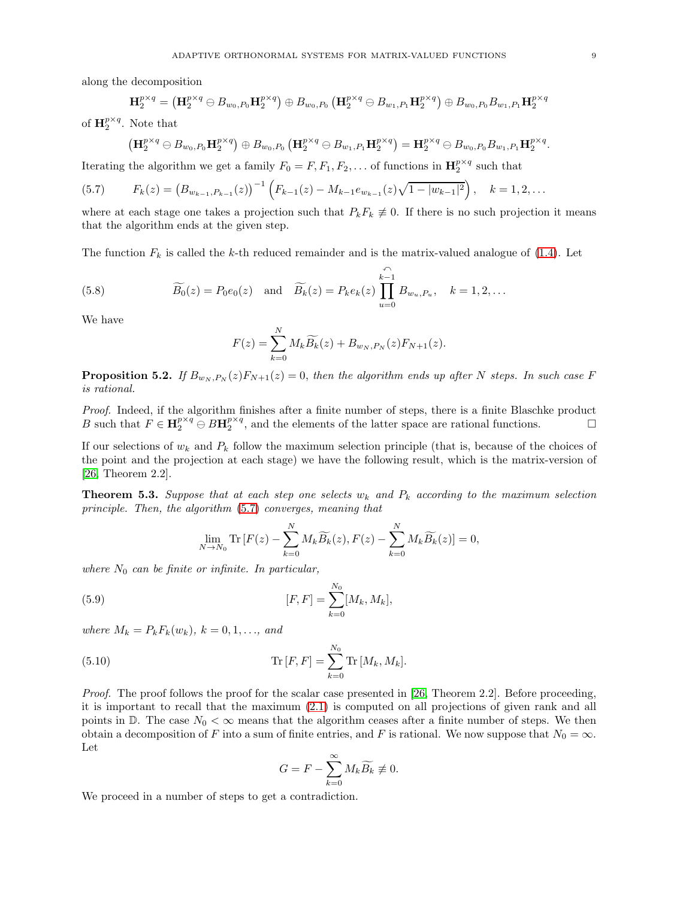along the decomposition

$$\mathbf{H}_2^{p\times q} = \left(\mathbf{H}_2^{p\times q} \ominus B_{w_0,P_0}\mathbf{H}_2^{p\times q}\right) \oplus B_{w_0,P_0}\left(\mathbf{H}_2^{p\times q} \ominus B_{w_1,P_1}\mathbf{H}_2^{p\times q}\right) \oplus B_{w_0,P_0}B_{w_1,P_1}\mathbf{H}_2^{p\times q}$$

of $\mathbf{H}_2^{p\times q}$. Note that

$$\left(\mathbf{H}_2^{p\times q} \ominus B_{w_0,P_0}\mathbf{H}_2^{p\times q}\right) \oplus B_{w_0,P_0}\left(\mathbf{H}_2^{p\times q} \ominus B_{w_1,P_1}\mathbf{H}_2^{p\times q}\right) = \mathbf{H}_2^{p\times q} \ominus B_{w_0,P_0}B_{w_1,P_1}\mathbf{H}_2^{p\times q}.$$

Iterating the algorithm we get a family $F_0 = F, F_1, F_2, \ldots$ of functions in $\mathbf{H}_2^{p\times q}$ such that

$$F_k(z) = \left(B_{w_{k-1},P_{k-1}}(z)\right)^{-1}\left(F_{k-1}(z) - M_{k-1}e_{w_{k-1}}(z)\sqrt{1-|w_{k-1}|^2}\right), \quad k = 1, 2, \ldots \tag{5.7}$$

where at each stage one takes a projection such that $P_kF_k \not\equiv 0$. If there is no such projection it means that the algorithm ends at the given step.

The function $F_k$ is called the $k$-th reduced remainder and is the matrix-valued analogue of (1.4). Let

$$\widetilde{B_0}(z) = P_0e_0(z) \quad \text{and} \quad \widetilde{B_k}(z) = P_ke_k(z)\overset{\curvearrowleft}{\prod_{u=0}^{k-1}} B_{w_u,P_u}, \quad k = 1, 2, \ldots \tag{5.8}$$

We have

$$F(z) = \sum_{k=0}^{N} M_k\widetilde{B_k}(z) + B_{w_N,P_N}(z)F_{N+1}(z).$$

**Proposition 5.2.** *If $B_{w_N,P_N}(z)F_{N+1}(z) = 0$, then the algorithm ends up after $N$ steps. In such case $F$ is rational.*

*Proof.* Indeed, if the algorithm finishes after a finite number of steps, there is a finite Blaschke product $B$ such that $F \in \mathbf{H}_2^{p\times q} \ominus B\mathbf{H}_2^{p\times q}$, and the elements of the latter space are rational functions. $\square$

If our selections of $w_k$ and $P_k$ follow the maximum selection principle (that is, because of the choices of the point and the projection at each stage) we have the following result, which is the matrix-version of [26, Theorem 2.2].

**Theorem 5.3.** *Suppose that at each step one selects $w_k$ and $P_k$ according to the maximum selection principle. Then, the algorithm (5.7) converges, meaning that*

$$\lim_{N\to N_0} \mathrm{Tr}\,[F(z) - \sum_{k=0}^{N} M_k\widetilde{B_k}(z), F(z) - \sum_{k=0}^{N} M_k\widetilde{B_k}(z)] = 0,$$

*where $N_0$ can be finite or infinite. In particular,*

$$[F,F] = \sum_{k=0}^{N_0}[M_k, M_k], \tag{5.9}$$

*where $M_k = P_kF_k(w_k)$, $k = 0, 1, \ldots$, and*

$$\mathrm{Tr}\,[F,F] = \sum_{k=0}^{N_0} \mathrm{Tr}\,[M_k, M_k]. \tag{5.10}$$

*Proof.* The proof follows the proof for the scalar case presented in [26, Theorem 2.2]. Before proceeding, it is important to recall that the maximum (2.1) is computed on all projections of given rank and all points in $\mathbb{D}$. The case $N_0 < \infty$ means that the algorithm ceases after a finite number of steps. We then obtain a decomposition of $F$ into a sum of finite entries, and $F$ is rational. We now suppose that $N_0 = \infty$. Let

$$G = F - \sum_{k=0}^{\infty} M_k\widetilde{B_k} \not\equiv 0.$$

We proceed in a number of steps to get a contradiction.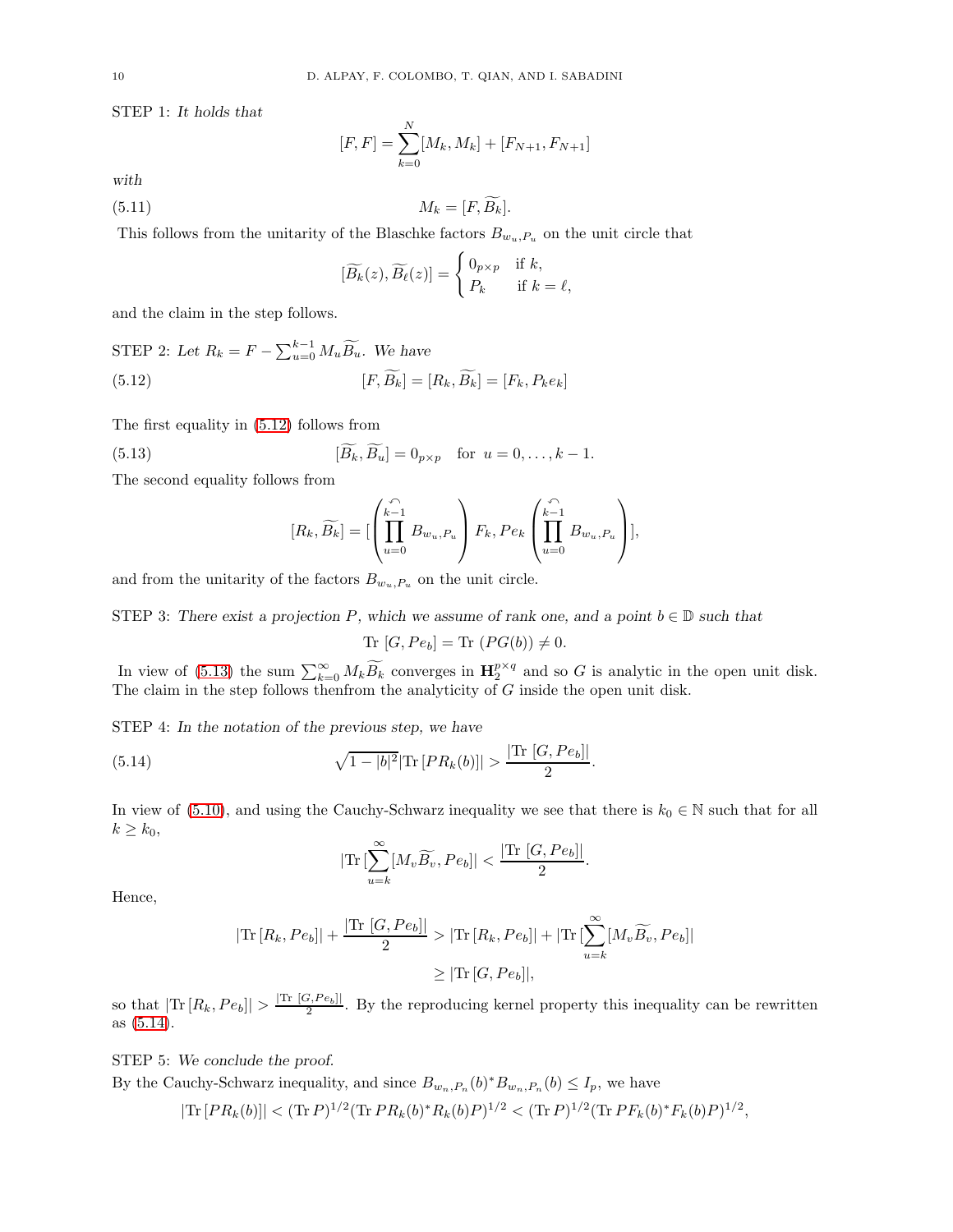STEP 1: *It holds that*

$$[F, F] = \sum_{k=0}^{N} [M_k, M_k] + [F_{N+1}, F_{N+1}]$$

*with*

$$M_k = [F, \widetilde{B_k}]. \tag{5.11}$$

This follows from the unitarity of the Blaschke factors $B_{w_u,P_u}$ on the unit circle that

$$[\widetilde{B_k}(z), \widetilde{B_\ell}(z)] = \begin{cases} 0_{p\times p} & \text{if } k, \\ P_k & \text{if } k = \ell, \end{cases}$$

and the claim in the step follows.

STEP 2: *Let* $R_k = F - \sum_{u=0}^{k-1} M_u \widetilde{B_u}$. *We have*

$$[F, \widetilde{B_k}] = [R_k, \widetilde{B_k}] = [F_k, P_k e_k] \tag{5.12}$$

The first equality in (5.12) follows from

$$[\widetilde{B_k}, \widetilde{B_u}] = 0_{p\times p} \quad \text{for } u = 0, \ldots, k-1. \tag{5.13}$$

The second equality follows from

$$[R_k, \widetilde{B_k}] = [\left(\prod_{u=0}^{\stackrel{\curvearrowleft}{k-1}} B_{w_u,P_u}\right) F_k, Pe_k \left(\prod_{u=0}^{\stackrel{\curvearrowleft}{k-1}} B_{w_u,P_u}\right)],$$

and from the unitarity of the factors $B_{w_u,P_u}$ on the unit circle.

STEP 3: *There exist a projection* $P$*, which we assume of rank one, and a point* $b \in \mathbb{D}$ *such that*

$$\text{Tr } [G, Pe_b] = \text{Tr } (PG(b)) \neq 0.$$

In view of (5.13) the sum $\sum_{k=0}^{\infty} M_k \widetilde{B_k}$ converges in $\mathbf{H}_2^{p\times q}$ and so $G$ is analytic in the open unit disk. The claim in the step follows thenfrom the analyticity of $G$ inside the open unit disk.

STEP 4: *In the notation of the previous step, we have*

$$\sqrt{1 - |b|^2} |\text{Tr}\,[PR_k(b)]| > \frac{|\text{Tr } [G, Pe_b]|}{2}. \tag{5.14}$$

In view of (5.10), and using the Cauchy-Schwarz inequality we see that there is $k_0 \in \mathbb{N}$ such that for all $k \geq k_0$,

$$|\text{Tr}\,[\sum_{u=k}^{\infty} [M_v \widetilde{B_v}, Pe_b]| < \frac{|\text{Tr } [G, Pe_b]|}{2}.$$

Hence,

$$\begin{aligned} |\text{Tr}\,[R_k, Pe_b]| + \frac{|\text{Tr } [G, Pe_b]|}{2} &> |\text{Tr}\,[R_k, Pe_b]| + |\text{Tr}\,[\sum_{u=k}^{\infty} [M_v \widetilde{B_v}, Pe_b]| \\ &\geq |\text{Tr}\,[G, Pe_b]|, \end{aligned}$$

so that $|\text{Tr}\,[R_k, Pe_b]| > \frac{|\text{Tr } [G, Pe_b]|}{2}$. By the reproducing kernel property this inequality can be rewritten as (5.14).

STEP 5: *We conclude the proof.*
By the Cauchy-Schwarz inequality, and since $B_{w_n,P_n}(b)^* B_{w_n,P_n}(b) \leq I_p$, we have

$$|\text{Tr}\,[PR_k(b)]| < (\text{Tr}\,P)^{1/2} (\text{Tr}\,PR_k(b)^* R_k(b) P)^{1/2} < (\text{Tr}\,P)^{1/2} (\text{Tr}\,PF_k(b)^* F_k(b) P)^{1/2},$$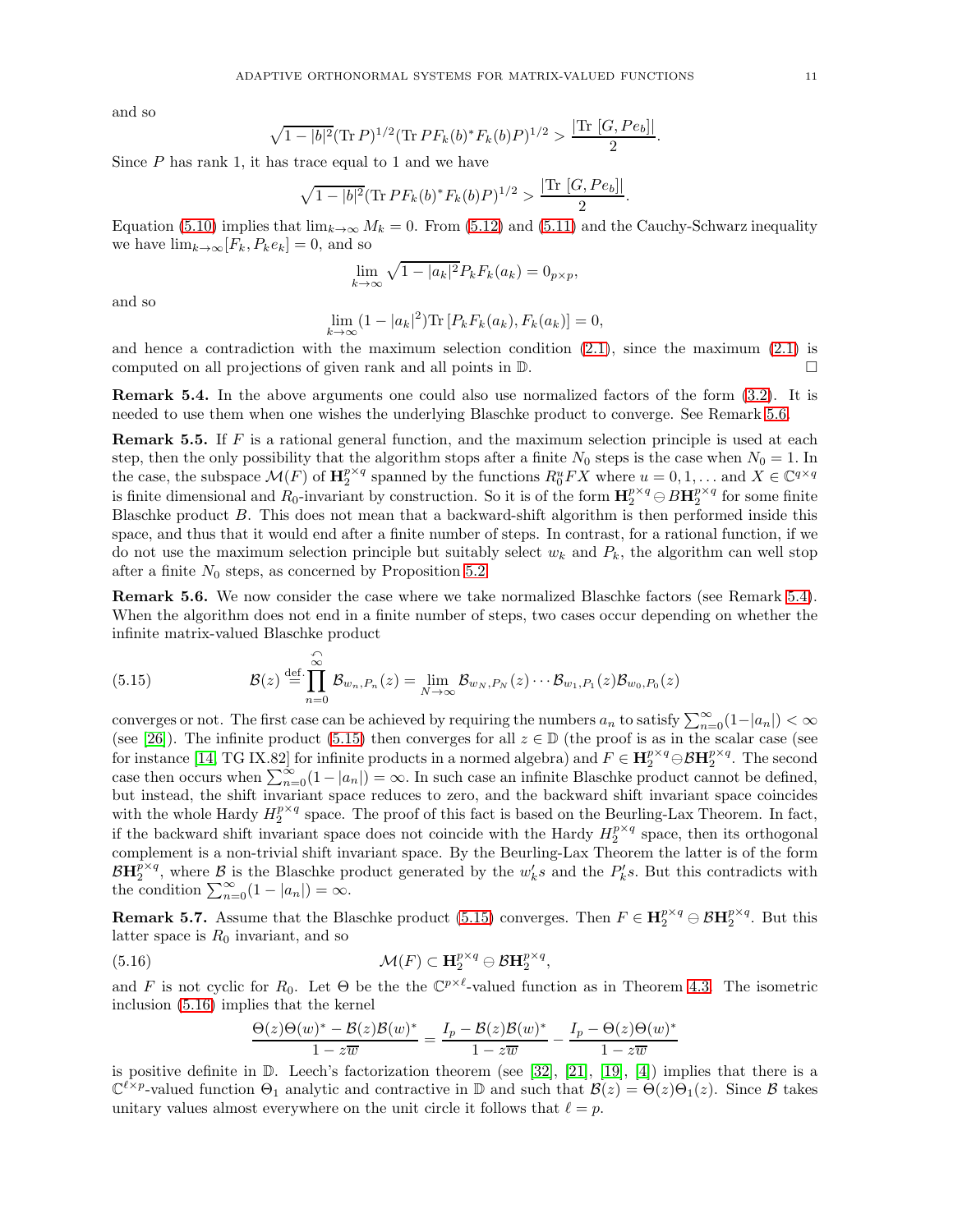and so

$$\sqrt{1-|b|^2}(\operatorname{Tr} P)^{1/2}(\operatorname{Tr} PF_k(b)^*F_k(b)P)^{1/2} > \frac{|\operatorname{Tr}\,[G, Pe_b]|}{2}.$$

Since $P$ has rank 1, it has trace equal to 1 and we have

$$\sqrt{1-|b|^2}(\operatorname{Tr} PF_k(b)^*F_k(b)P)^{1/2} > \frac{|\operatorname{Tr}\,[G, Pe_b]|}{2}.$$

Equation (5.10) implies that $\lim_{k\to\infty} M_k = 0$. From (5.12) and (5.11) and the Cauchy-Schwarz inequality we have $\lim_{k\to\infty}[F_k, P_k e_k] = 0$, and so

$$\lim_{k\to\infty} \sqrt{1-|a_k|^2} P_k F_k(a_k) = 0_{p\times p},$$

and so

$$\lim_{k\to\infty} (1-|a_k|^2)\operatorname{Tr}\,[P_kF_k(a_k), F_k(a_k)] = 0,$$

and hence a contradiction with the maximum selection condition (2.1), since the maximum (2.1) is computed on all projections of given rank and all points in $\mathbb{D}$. □

**Remark 5.4.** In the above arguments one could also use normalized factors of the form (3.2). It is needed to use them when one wishes the underlying Blaschke product to converge. See Remark 5.6.

**Remark 5.5.** If $F$ is a rational general function, and the maximum selection principle is used at each step, then the only possibility that the algorithm stops after a finite $N_0$ steps is the case when $N_0 = 1$. In the case, the subspace $\mathcal{M}(F)$ of $\mathbf{H}_2^{p\times q}$ spanned by the functions $R_0^u FX$ where $u = 0, 1, \ldots$ and $X \in \mathbb{C}^{q\times q}$ is finite dimensional and $R_0$-invariant by construction. So it is of the form $\mathbf{H}_2^{p\times q} \ominus B\mathbf{H}_2^{p\times q}$ for some finite Blaschke product $B$. This does not mean that a backward-shift algorithm is then performed inside this space, and thus that it would end after a finite number of steps. In contrast, for a rational function, if we do not use the maximum selection principle but suitably select $w_k$ and $P_k$, the algorithm can well stop after a finite $N_0$ steps, as concerned by Proposition 5.2.

**Remark 5.6.** We now consider the case where we take normalized Blaschke factors (see Remark 5.4). When the algorithm does not end in a finite number of steps, two cases occur depending on whether the infinite matrix-valued Blaschke product

$$\mathcal{B}(z) \overset{\text{def.}}{=} \overset{\curvearrowleft}{\prod_{n=0}^{\infty}} \mathcal{B}_{w_n,P_n}(z) = \lim_{N\to\infty} \mathcal{B}_{w_N,P_N}(z)\cdots\mathcal{B}_{w_1,P_1}(z)\mathcal{B}_{w_0,P_0}(z) \tag{5.15}$$

converges or not. The first case can be achieved by requiring the numbers $a_n$ to satisfy $\sum_{n=0}^{\infty}(1-|a_n|) < \infty$ (see [26]). The infinite product (5.15) then converges for all $z \in \mathbb{D}$ (the proof is as in the scalar case (see for instance [14, TG IX.82] for infinite products in a normed algebra) and $F \in \mathbf{H}_2^{p\times q} \ominus \mathcal{B}\mathbf{H}_2^{p\times q}$. The second case then occurs when $\sum_{n=0}^{\infty}(1-|a_n|) = \infty$. In such case an infinite Blaschke product cannot be defined, but instead, the shift invariant space reduces to zero, and the backward shift invariant space coincides with the whole Hardy $H_2^{p\times q}$ space. The proof of this fact is based on the Beurling-Lax Theorem. In fact, if the backward shift invariant space does not coincide with the Hardy $H_2^{p\times q}$ space, then its orthogonal complement is a non-trivial shift invariant space. By the Beurling-Lax Theorem the latter is of the form $\mathcal{B}\mathbf{H}_2^{p\times q}$, where $\mathcal{B}$ is the Blaschke product generated by the $w_k'$s and the $P_k'$s. But this contradicts with the condition $\sum_{n=0}^{\infty}(1-|a_n|) = \infty$.

**Remark 5.7.** Assume that the Blaschke product (5.15) converges. Then $F \in \mathbf{H}_2^{p\times q} \ominus \mathcal{B}\mathbf{H}_2^{p\times q}$. But this latter space is $R_0$ invariant, and so

$$\mathcal{M}(F) \subset \mathbf{H}_2^{p\times q} \ominus \mathcal{B}\mathbf{H}_2^{p\times q}, \tag{5.16}$$

and $F$ is not cyclic for $R_0$. Let $\Theta$ be the the $\mathbb{C}^{p\times \ell}$-valued function as in Theorem 4.3. The isometric inclusion (5.16) implies that the kernel

$$\frac{\Theta(z)\Theta(w)^* - \mathcal{B}(z)\mathcal{B}(w)^*}{1-z\overline{w}} = \frac{I_p - \mathcal{B}(z)\mathcal{B}(w)^*}{1-z\overline{w}} - \frac{I_p - \Theta(z)\Theta(w)^*}{1-z\overline{w}}$$

is positive definite in $\mathbb{D}$. Leech's factorization theorem (see [32], [21], [19], [4]) implies that there is a $\mathbb{C}^{\ell\times p}$-valued function $\Theta_1$ analytic and contractive in $\mathbb{D}$ and such that $\mathcal{B}(z) = \Theta(z)\Theta_1(z)$. Since $\mathcal{B}$ takes unitary values almost everywhere on the unit circle it follows that $\ell = p$.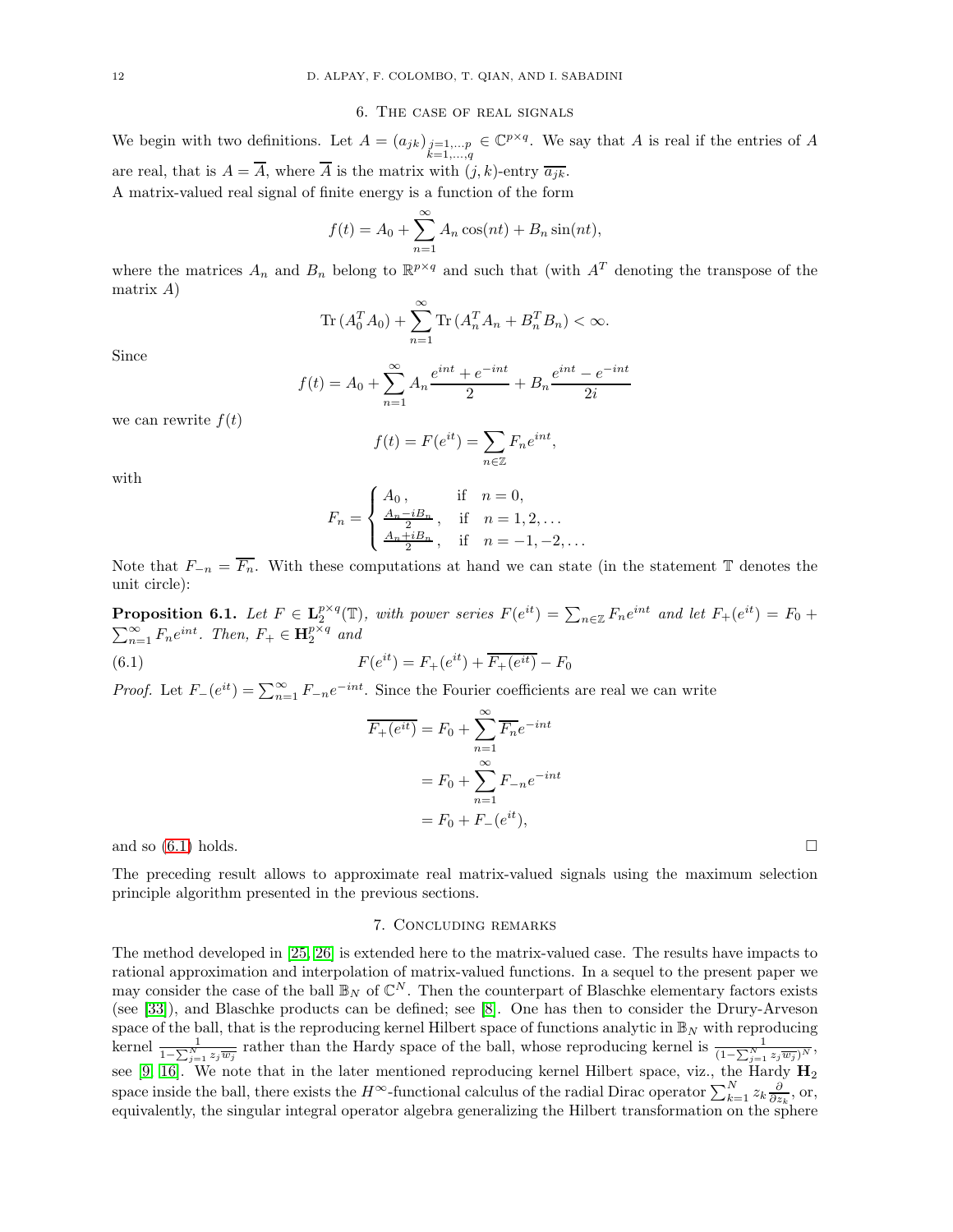## 6. The case of real signals

We begin with two definitions. Let $A = (a_{jk})_{\substack{j=1,\ldots,p\\ k=1,\ldots,q}} \in \mathbb{C}^{p\times q}$. We say that $A$ is real if the entries of $A$ are real, that is $A = \overline{A}$, where $\overline{A}$ is the matrix with $(j,k)$-entry $\overline{a_{jk}}$.

A matrix-valued real signal of finite energy is a function of the form

$$f(t) = A_0 + \sum_{n=1}^{\infty} A_n \cos(nt) + B_n \sin(nt),$$

where the matrices $A_n$ and $B_n$ belong to $\mathbb{R}^{p\times q}$ and such that (with $A^T$ denoting the transpose of the matrix $A$)

$$\operatorname{Tr}(A_0^T A_0) + \sum_{n=1}^{\infty} \operatorname{Tr}(A_n^T A_n + B_n^T B_n) < \infty.$$

Since

$$f(t) = A_0 + \sum_{n=1}^{\infty} A_n \frac{e^{int}+e^{-int}}{2} + B_n \frac{e^{int}-e^{-int}}{2i}$$

we can rewrite $f(t)$

$$f(t) = F(e^{it}) = \sum_{n\in\mathbb{Z}} F_n e^{int},$$

with

$$F_n = \begin{cases} A_0\,, & \text{if} \quad n = 0,\\ \frac{A_n - iB_n}{2}\,, & \text{if} \quad n = 1,2,\ldots\\ \frac{A_n + iB_n}{2}\,, & \text{if} \quad n = -1,-2,\ldots \end{cases}$$

Note that $F_{-n} = \overline{F_n}$. With these computations at hand we can state (in the statement $\mathbb{T}$ denotes the unit circle):

**Proposition 6.1.** *Let $F \in \mathbf{L}_2^{p\times q}(\mathbb{T})$, with power series $F(e^{it}) = \sum_{n\in\mathbb{Z}} F_n e^{int}$ and let $F_+(e^{it}) = F_0 + \sum_{n=1}^{\infty} F_n e^{int}$. Then, $F_+ \in \mathbf{H}_2^{p\times q}$ and*

$$F(e^{it}) = F_+(e^{it}) + \overline{F_+(e^{it})} - F_0 \tag{6.1}$$

*Proof.* Let $F_-(e^{it}) = \sum_{n=1}^{\infty} F_{-n} e^{-int}$. Since the Fourier coefficients are real we can write

$$\begin{aligned} \overline{F_+(e^{it})} &= F_0 + \sum_{n=1}^{\infty} \overline{F_n} e^{-int}\\ &= F_0 + \sum_{n=1}^{\infty} F_{-n} e^{-int}\\ &= F_0 + F_-(e^{it}), \end{aligned}$$

and so (6.1) holds. ∎

The preceding result allows to approximate real matrix-valued signals using the maximum selection principle algorithm presented in the previous sections.

## 7. Concluding remarks

The method developed in [25, 26] is extended here to the matrix-valued case. The results have impacts to rational approximation and interpolation of matrix-valued functions. In a sequel to the present paper we may consider the case of the ball $\mathbb{B}_N$ of $\mathbb{C}^N$. Then the counterpart of Blaschke elementary factors exists (see [33]), and Blaschke products can be defined; see [8]. One has then to consider the Drury-Arveson space of the ball, that is the reproducing kernel Hilbert space of functions analytic in $\mathbb{B}_N$ with reproducing kernel $\frac{1}{1-\sum_{j=1}^N z_j\overline{w_j}}$ rather than the Hardy space of the ball, whose reproducing kernel is $\frac{1}{(1-\sum_{j=1}^N z_j\overline{w_j})^N}$, see [9, 16]. We note that in the later mentioned reproducing kernel Hilbert space, viz., the Hardy $\mathbf{H}_2$ space inside the ball, there exists the $H^\infty$-functional calculus of the radial Dirac operator $\sum_{k=1}^N z_k \frac{\partial}{\partial z_k}$, or, equivalently, the singular integral operator algebra generalizing the Hilbert transformation on the sphere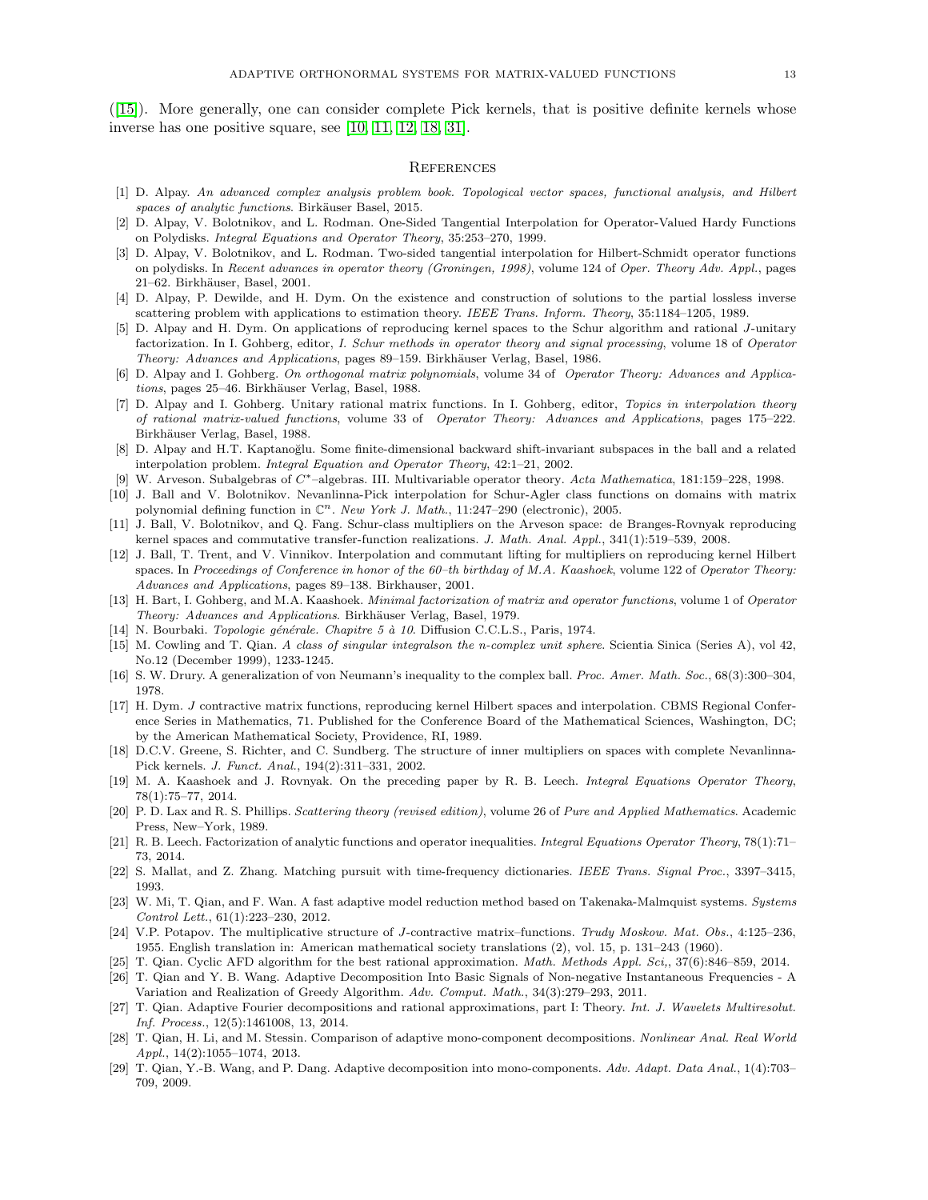([15]). More generally, one can consider complete Pick kernels, that is positive definite kernels whose inverse has one positive square, see [10, 11, 12, 18, 31].

## References

[1] D. Alpay. *An advanced complex analysis problem book. Topological vector spaces, functional analysis, and Hilbert spaces of analytic functions.* Birkäuser Basel, 2015.

[2] D. Alpay, V. Bolotnikov, and L. Rodman. One-Sided Tangential Interpolation for Operator-Valued Hardy Functions on Polydisks. *Integral Equations and Operator Theory*, 35:253–270, 1999.

[3] D. Alpay, V. Bolotnikov, and L. Rodman. Two-sided tangential interpolation for Hilbert-Schmidt operator functions on polydisks. In *Recent advances in operator theory (Groningen, 1998)*, volume 124 of *Oper. Theory Adv. Appl.*, pages 21–62. Birkhäuser, Basel, 2001.

[4] D. Alpay, P. Dewilde, and H. Dym. On the existence and construction of solutions to the partial lossless inverse scattering problem with applications to estimation theory. *IEEE Trans. Inform. Theory*, 35:1184–1205, 1989.

[5] D. Alpay and H. Dym. On applications of reproducing kernel spaces to the Schur algorithm and rational $J$-unitary factorization. In I. Gohberg, editor, *I. Schur methods in operator theory and signal processing*, volume 18 of *Operator Theory: Advances and Applications*, pages 89–159. Birkhäuser Verlag, Basel, 1986.

[6] D. Alpay and I. Gohberg. *On orthogonal matrix polynomials*, volume 34 of *Operator Theory: Advances and Applications*, pages 25–46. Birkhäuser Verlag, Basel, 1988.

[7] D. Alpay and I. Gohberg. Unitary rational matrix functions. In I. Gohberg, editor, *Topics in interpolation theory of rational matrix-valued functions*, volume 33 of *Operator Theory: Advances and Applications*, pages 175–222. Birkhäuser Verlag, Basel, 1988.

[8] D. Alpay and H.T. Kaptanoğlu. Some finite-dimensional backward shift-invariant subspaces in the ball and a related interpolation problem. *Integral Equation and Operator Theory*, 42:1–21, 2002.

[9] W. Arveson. Subalgebras of $C^*$–algebras. III. Multivariable operator theory. *Acta Mathematica*, 181:159–228, 1998.

[10] J. Ball and V. Bolotnikov. Nevanlinna-Pick interpolation for Schur-Agler class functions on domains with matrix polynomial defining function in $\mathbb{C}^n$. *New York J. Math.*, 11:247–290 (electronic), 2005.

[11] J. Ball, V. Bolotnikov, and Q. Fang. Schur-class multipliers on the Arveson space: de Branges-Rovnyak reproducing kernel spaces and commutative transfer-function realizations. *J. Math. Anal. Appl.*, 341(1):519–539, 2008.

[12] J. Ball, T. Trent, and V. Vinnikov. Interpolation and commutant lifting for multipliers on reproducing kernel Hilbert spaces. In *Proceedings of Conference in honor of the 60–th birthday of M.A. Kaashoek*, volume 122 of *Operator Theory: Advances and Applications*, pages 89–138. Birkhauser, 2001.

[13] H. Bart, I. Gohberg, and M.A. Kaashoek. *Minimal factorization of matrix and operator functions*, volume 1 of *Operator Theory: Advances and Applications*. Birkhäuser Verlag, Basel, 1979.

[14] N. Bourbaki. *Topologie générale. Chapitre 5 à 10.* Diffusion C.C.L.S., Paris, 1974.

[15] M. Cowling and T. Qian. *A class of singular integralson the n-complex unit sphere*. Scientia Sinica (Series A), vol 42, No.12 (December 1999), 1233-1245.

[16] S. W. Drury. A generalization of von Neumann's inequality to the complex ball. *Proc. Amer. Math. Soc.*, 68(3):300–304, 1978.

[17] H. Dym. *J* contractive matrix functions, reproducing kernel Hilbert spaces and interpolation. CBMS Regional Conference Series in Mathematics, 71. Published for the Conference Board of the Mathematical Sciences, Washington, DC; by the American Mathematical Society, Providence, RI, 1989.

[18] D.C.V. Greene, S. Richter, and C. Sundberg. The structure of inner multipliers on spaces with complete Nevanlinna-Pick kernels. *J. Funct. Anal.*, 194(2):311–331, 2002.

[19] M. A. Kaashoek and J. Rovnyak. On the preceding paper by R. B. Leech. *Integral Equations Operator Theory*, 78(1):75–77, 2014.

[20] P. D. Lax and R. S. Phillips. *Scattering theory (revised edition)*, volume 26 of *Pure and Applied Mathematics*. Academic Press, New–York, 1989.

[21] R. B. Leech. Factorization of analytic functions and operator inequalities. *Integral Equations Operator Theory*, 78(1):71–73, 2014.

[22] S. Mallat, and Z. Zhang. Matching pursuit with time-frequency dictionaries. *IEEE Trans. Signal Proc.*, 3397–3415, 1993.

[23] W. Mi, T. Qian, and F. Wan. A fast adaptive model reduction method based on Takenaka-Malmquist systems. *Systems Control Lett.*, 61(1):223–230, 2012.

[24] V.P. Potapov. The multiplicative structure of *J*-contractive matrix–functions. *Trudy Moskow. Mat. Obs.*, 4:125–236, 1955. English translation in: American mathematical society translations (2), vol. 15, p. 131–243 (1960).

[25] T. Qian. Cyclic AFD algorithm for the best rational approximation. *Math. Methods Appl. Sci,*, 37(6):846–859, 2014.

[26] T. Qian and Y. B. Wang. Adaptive Decomposition Into Basic Signals of Non-negative Instantaneous Frequencies - A Variation and Realization of Greedy Algorithm. *Adv. Comput. Math.*, 34(3):279–293, 2011.

[27] T. Qian. Adaptive Fourier decompositions and rational approximations, part I: Theory. *Int. J. Wavelets Multiresolut. Inf. Process.*, 12(5):1461008, 13, 2014.

[28] T. Qian, H. Li, and M. Stessin. Comparison of adaptive mono-component decompositions. *Nonlinear Anal. Real World Appl.*, 14(2):1055–1074, 2013.

[29] T. Qian, Y.-B. Wang, and P. Dang. Adaptive decomposition into mono-components. *Adv. Adapt. Data Anal.*, 1(4):703–709, 2009.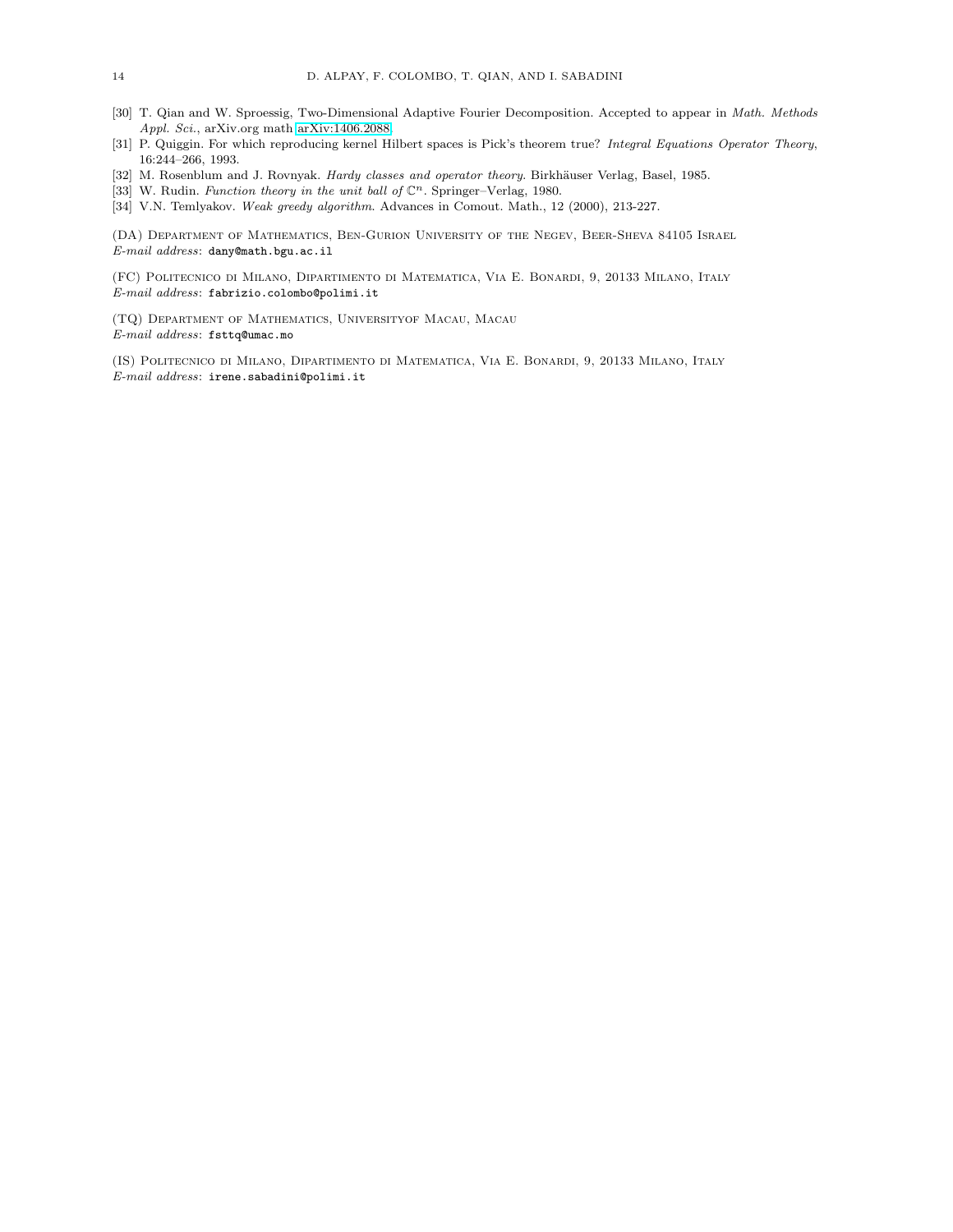[30] T. Qian and W. Sproessig, Two-Dimensional Adaptive Fourier Decomposition. Accepted to appear in *Math. Methods Appl. Sci.*, arXiv.org math arXiv:1406.2088.

[31] P. Quiggin. For which reproducing kernel Hilbert spaces is Pick's theorem true? *Integral Equations Operator Theory*, 16:244–266, 1993.

[32] M. Rosenblum and J. Rovnyak. *Hardy classes and operator theory.* Birkhäuser Verlag, Basel, 1985.

[33] W. Rudin. *Function theory in the unit ball of* $\mathbb{C}^n$. Springer–Verlag, 1980.

[34] V.N. Temlyakov. *Weak greedy algorithm*. Advances in Comout. Math., 12 (2000), 213-227.

(DA) Department of Mathematics, Ben-Gurion University of the Negev, Beer-Sheva 84105 Israel
*E-mail address*: `dany@math.bgu.ac.il`

(FC) Politecnico di Milano, Dipartimento di Matematica, Via E. Bonardi, 9, 20133 Milano, Italy
*E-mail address*: `fabrizio.colombo@polimi.it`

(TQ) Department of Mathematics, Universityof Macau, Macau
*E-mail address*: `fsttq@umac.mo`

(IS) Politecnico di Milano, Dipartimento di Matematica, Via E. Bonardi, 9, 20133 Milano, Italy
*E-mail address*: `irene.sabadini@polimi.it`